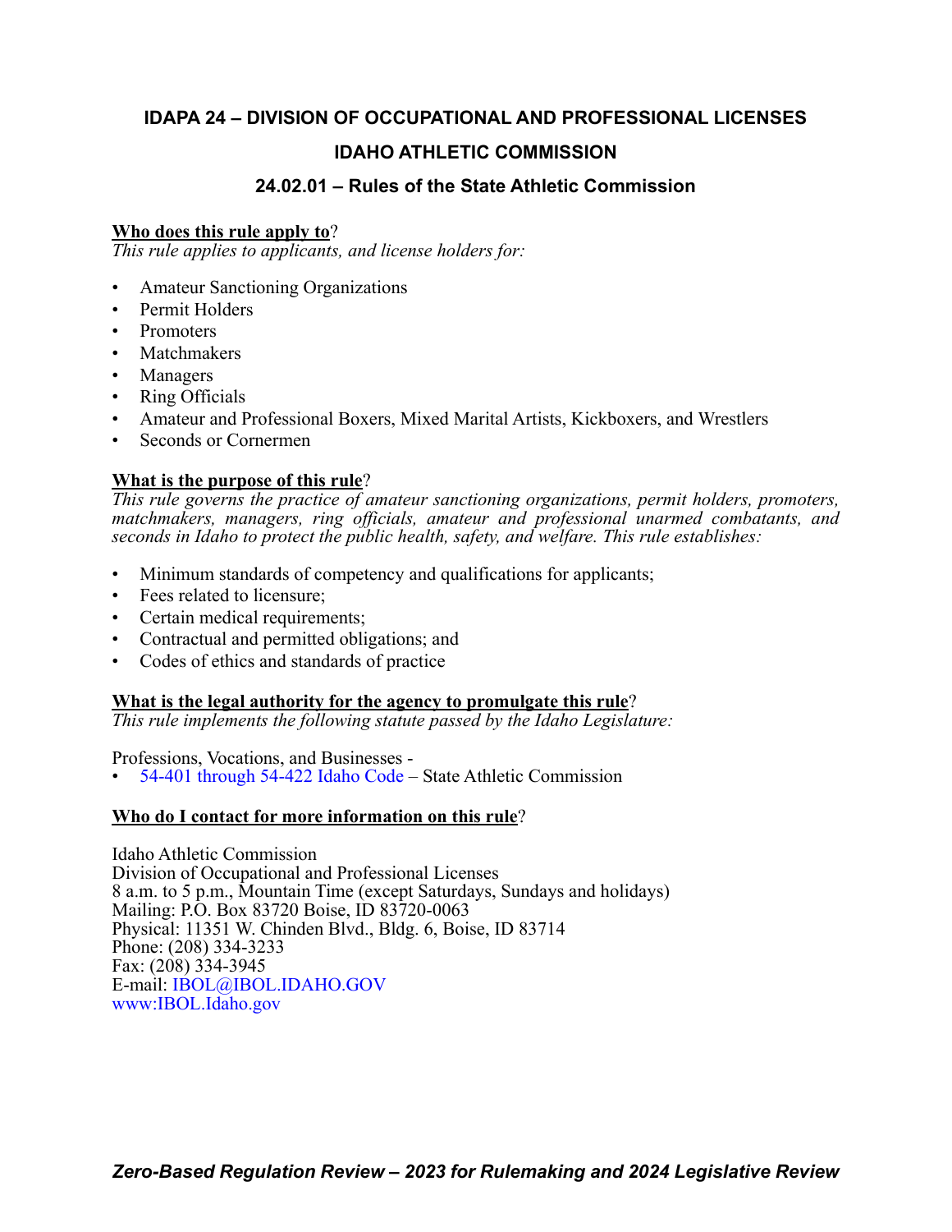# IDAPA 24 – DIVISION OF OCCUPATIONAL AND PROFESSIONAL LICENSES

## IDAHO ATHLETIC COMMISSION

### 24.02.01 – Rules of the State Athletic Commission

**Who does this rule apply to?**
*This rule applies to applicants, and license holders for:*

- Amateur Sanctioning Organizations
- Permit Holders
- Promoters
- Matchmakers
- Managers
- Ring Officials
- Amateur and Professional Boxers, Mixed Marital Artists, Kickboxers, and Wrestlers
- Seconds or Cornermen

**What is the purpose of this rule?**
*This rule governs the practice of amateur sanctioning organizations, permit holders, promoters, matchmakers, managers, ring officials, amateur and professional unarmed combatants, and seconds in Idaho to protect the public health, safety, and welfare. This rule establishes:*

- Minimum standards of competency and qualifications for applicants;
- Fees related to licensure;
- Certain medical requirements;
- Contractual and permitted obligations; and
- Codes of ethics and standards of practice

**What is the legal authority for the agency to promulgate this rule?**
*This rule implements the following statute passed by the Idaho Legislature:*

Professions, Vocations, and Businesses -
- 54-401 through 54-422 Idaho Code – State Athletic Commission

**Who do I contact for more information on this rule?**

Idaho Athletic Commission
Division of Occupational and Professional Licenses
8 a.m. to 5 p.m., Mountain Time (except Saturdays, Sundays and holidays)
Mailing: P.O. Box 83720 Boise, ID 83720-0063
Physical: 11351 W. Chinden Blvd., Bldg. 6, Boise, ID 83714
Phone: (208) 334-3233
Fax: (208) 334-3945
E-mail: IBOL@IBOL.IDAHO.GOV
www:IBOL.Idaho.gov

***Zero-Based Regulation Review – 2023 for Rulemaking and 2024 Legislative Review***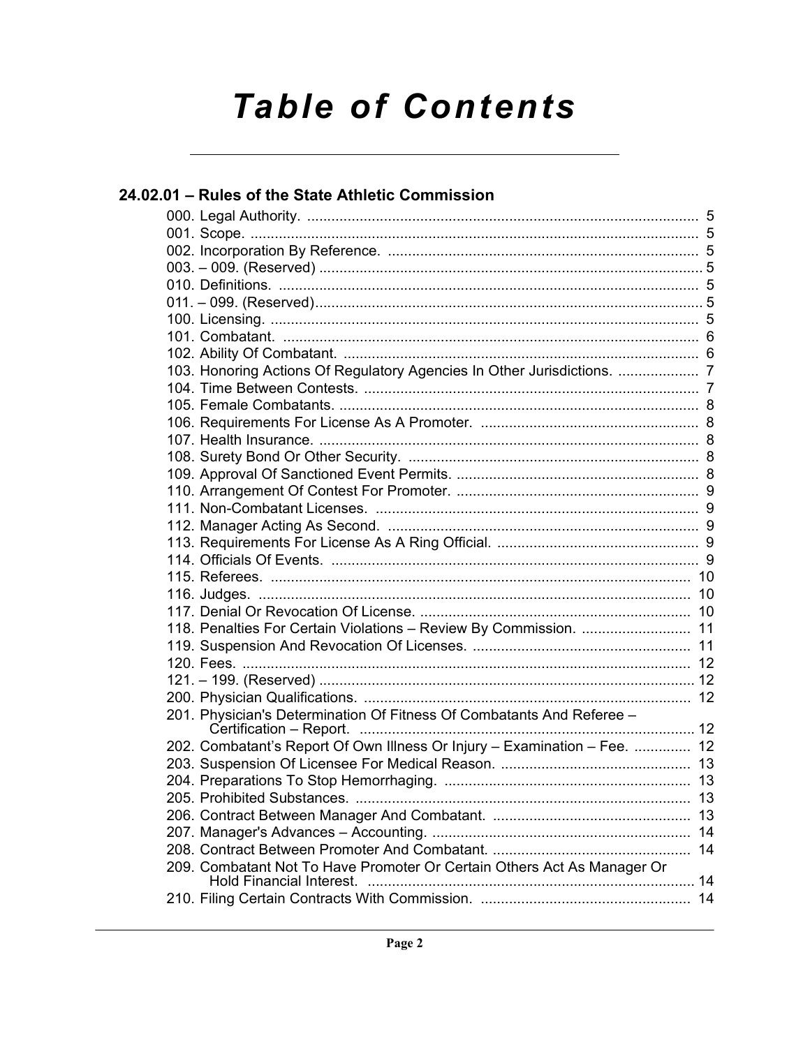# Table of Contents

## 24.02.01 – Rules of the State Athletic Commission

000. Legal Authority. .......... 5
001. Scope. .......... 5
002. Incorporation By Reference. .......... 5
003. – 009. (Reserved) .......... 5
010. Definitions. .......... 5
011. – 099. (Reserved) .......... 5
100. Licensing. .......... 5
101. Combatant. .......... 6
102. Ability Of Combatant. .......... 6
103. Honoring Actions Of Regulatory Agencies In Other Jurisdictions. .......... 7
104. Time Between Contests. .......... 7
105. Female Combatants. .......... 8
106. Requirements For License As A Promoter. .......... 8
107. Health Insurance. .......... 8
108. Surety Bond Or Other Security. .......... 8
109. Approval Of Sanctioned Event Permits. .......... 8
110. Arrangement Of Contest For Promoter. .......... 9
111. Non-Combatant Licenses. .......... 9
112. Manager Acting As Second. .......... 9
113. Requirements For License As A Ring Official. .......... 9
114. Officials Of Events. .......... 9
115. Referees. .......... 10
116. Judges. .......... 10
117. Denial Or Revocation Of License. .......... 10
118. Penalties For Certain Violations – Review By Commission. .......... 11
119. Suspension And Revocation Of Licenses. .......... 11
120. Fees. .......... 12
121. – 199. (Reserved) .......... 12
200. Physician Qualifications. .......... 12
201. Physician's Determination Of Fitness Of Combatants And Referee – Certification – Report. .......... 12
202. Combatant's Report Of Own Illness Or Injury – Examination – Fee. .......... 12
203. Suspension Of Licensee For Medical Reason. .......... 13
204. Preparations To Stop Hemorrhaging. .......... 13
205. Prohibited Substances. .......... 13
206. Contract Between Manager And Combatant. .......... 13
207. Manager's Advances – Accounting. .......... 14
208. Contract Between Promoter And Combatant. .......... 14
209. Combatant Not To Have Promoter Or Certain Others Act As Manager Or Hold Financial Interest. .......... 14
210. Filing Certain Contracts With Commission. .......... 14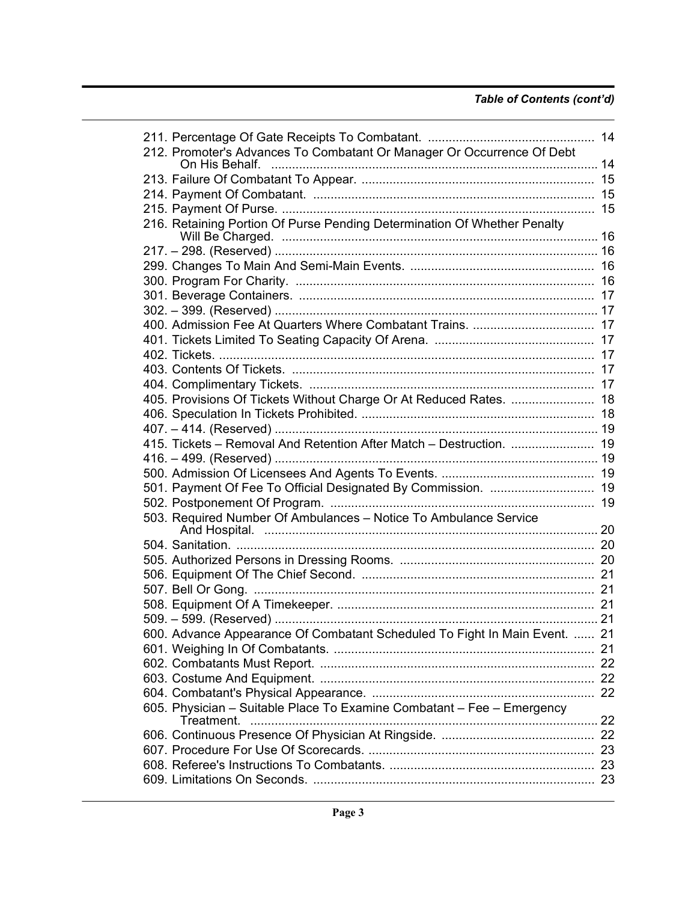*Table of Contents (cont'd)*

| | |
|---|---|
| 211. Percentage Of Gate Receipts To Combatant. | 14 |
| 212. Promoter's Advances To Combatant Or Manager Or Occurrence Of Debt On His Behalf. | 14 |
| 213. Failure Of Combatant To Appear. | 15 |
| 214. Payment Of Combatant. | 15 |
| 215. Payment Of Purse. | 15 |
| 216. Retaining Portion Of Purse Pending Determination Of Whether Penalty Will Be Charged. | 16 |
| 217. – 298. (Reserved) | 16 |
| 299. Changes To Main And Semi-Main Events. | 16 |
| 300. Program For Charity. | 16 |
| 301. Beverage Containers. | 17 |
| 302. – 399. (Reserved) | 17 |
| 400. Admission Fee At Quarters Where Combatant Trains. | 17 |
| 401. Tickets Limited To Seating Capacity Of Arena. | 17 |
| 402. Tickets. | 17 |
| 403. Contents Of Tickets. | 17 |
| 404. Complimentary Tickets. | 17 |
| 405. Provisions Of Tickets Without Charge Or At Reduced Rates. | 18 |
| 406. Speculation In Tickets Prohibited. | 18 |
| 407. – 414. (Reserved) | 19 |
| 415. Tickets – Removal And Retention After Match – Destruction. | 19 |
| 416. – 499. (Reserved) | 19 |
| 500. Admission Of Licensees And Agents To Events. | 19 |
| 501. Payment Of Fee To Official Designated By Commission. | 19 |
| 502. Postponement Of Program. | 19 |
| 503. Required Number Of Ambulances – Notice To Ambulance Service And Hospital. | 20 |
| 504. Sanitation. | 20 |
| 505. Authorized Persons in Dressing Rooms. | 20 |
| 506. Equipment Of The Chief Second. | 21 |
| 507. Bell Or Gong. | 21 |
| 508. Equipment Of A Timekeeper. | 21 |
| 509. – 599. (Reserved) | 21 |
| 600. Advance Appearance Of Combatant Scheduled To Fight In Main Event. | 21 |
| 601. Weighing In Of Combatants. | 21 |
| 602. Combatants Must Report. | 22 |
| 603. Costume And Equipment. | 22 |
| 604. Combatant's Physical Appearance. | 22 |
| 605. Physician – Suitable Place To Examine Combatant – Fee – Emergency Treatment. | 22 |
| 606. Continuous Presence Of Physician At Ringside. | 22 |
| 607. Procedure For Use Of Scorecards. | 23 |
| 608. Referee's Instructions To Combatants. | 23 |
| 609. Limitations On Seconds. | 23 |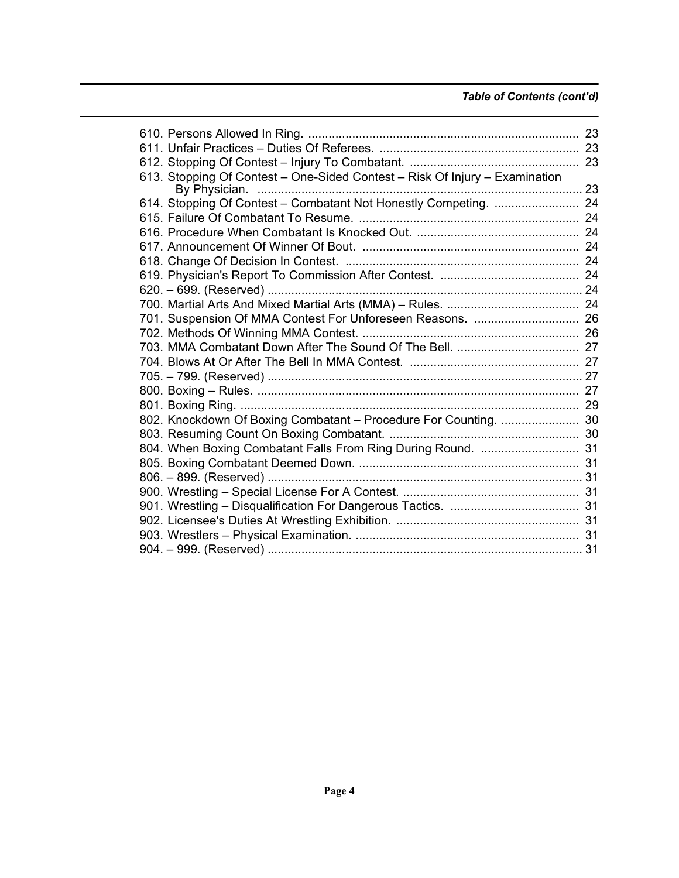*Table of Contents (cont'd)*

610. Persons Allowed In Ring. ................................................................................ 23
611. Unfair Practices – Duties Of Referees. ........................................................... 23
612. Stopping Of Contest – Injury To Combatant. .................................................. 23
613. Stopping Of Contest – One-Sided Contest – Risk Of Injury – Examination By Physician. ................................................................................................ 23
614. Stopping Of Contest – Combatant Not Honestly Competing. ......................... 24
615. Failure Of Combatant To Resume. ................................................................. 24
616. Procedure When Combatant Is Knocked Out. ................................................ 24
617. Announcement Of Winner Of Bout. ................................................................ 24
618. Change Of Decision In Contest. ..................................................................... 24
619. Physician's Report To Commission After Contest. ......................................... 24
620. – 699. (Reserved) ............................................................................................ 24
700. Martial Arts And Mixed Martial Arts (MMA) – Rules. ....................................... 24
701. Suspension Of MMA Contest For Unforeseen Reasons. ............................... 26
702. Methods Of Winning MMA Contest. ................................................................ 26
703. MMA Combatant Down After The Sound Of The Bell. .................................... 27
704. Blows At Or After The Bell In MMA Contest. .................................................. 27
705. – 799. (Reserved) ............................................................................................ 27
800. Boxing – Rules. ............................................................................................... 27
801. Boxing Ring. .................................................................................................... 29
802. Knockdown Of Boxing Combatant – Procedure For Counting. ....................... 30
803. Resuming Count On Boxing Combatant. ........................................................ 30
804. When Boxing Combatant Falls From Ring During Round. ............................. 31
805. Boxing Combatant Deemed Down. ................................................................. 31
806. – 899. (Reserved) ............................................................................................ 31
900. Wrestling – Special License For A Contest. .................................................... 31
901. Wrestling – Disqualification For Dangerous Tactics. ...................................... 31
902. Licensee's Duties At Wrestling Exhibition. ...................................................... 31
903. Wrestlers – Physical Examination. .................................................................. 31
904. – 999. (Reserved) ............................................................................................ 31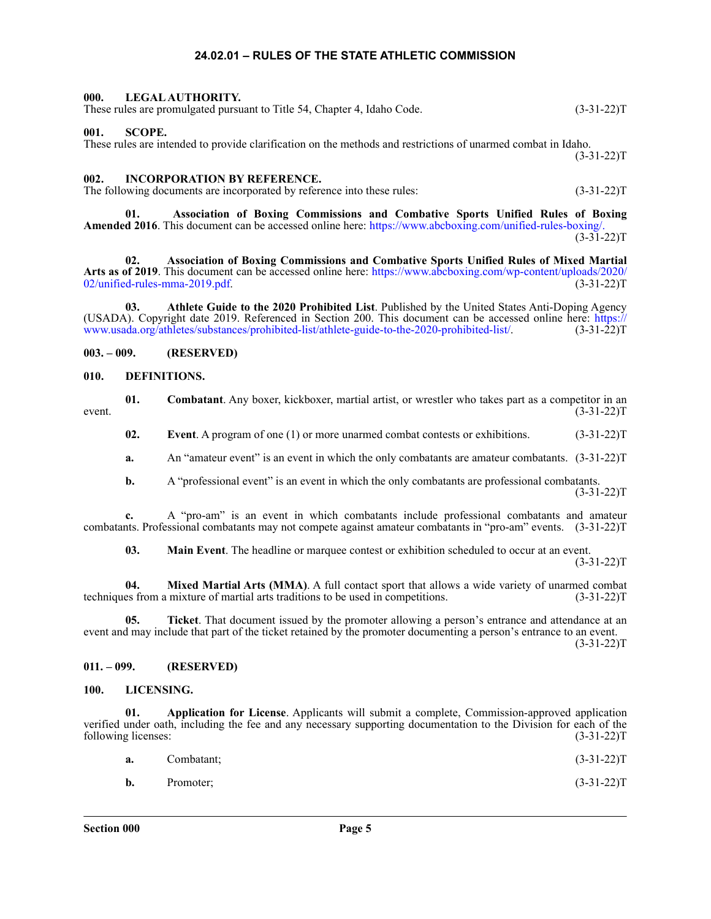## 24.02.01 – RULES OF THE STATE ATHLETIC COMMISSION

### 000. LEGAL AUTHORITY.
These rules are promulgated pursuant to Title 54, Chapter 4, Idaho Code. (3-31-22)T

### 001. SCOPE.
These rules are intended to provide clarification on the methods and restrictions of unarmed combat in Idaho. (3-31-22)T

### 002. INCORPORATION BY REFERENCE.
The following documents are incorporated by reference into these rules: (3-31-22)T

**01. Association of Boxing Commissions and Combative Sports Unified Rules of Boxing Amended 2016**. This document can be accessed online here: https://www.abcboxing.com/unified-rules-boxing/. (3-31-22)T

**02. Association of Boxing Commissions and Combative Sports Unified Rules of Mixed Martial Arts as of 2019**. This document can be accessed online here: https://www.abcboxing.com/wp-content/uploads/2020/02/unified-rules-mma-2019.pdf. (3-31-22)T

**03. Athlete Guide to the 2020 Prohibited List**. Published by the United States Anti-Doping Agency (USADA). Copyright date 2019. Referenced in Section 200. This document can be accessed online here: https://www.usada.org/athletes/substances/prohibited-list/athlete-guide-to-the-2020-prohibited-list/. (3-31-22)T

### 003. – 009. (RESERVED)

### 010. DEFINITIONS.

**01. Combatant**. Any boxer, kickboxer, martial artist, or wrestler who takes part as a competitor in an event. (3-31-22)T

**02. Event**. A program of one (1) or more unarmed combat contests or exhibitions. (3-31-22)T

**a.** An "amateur event" is an event in which the only combatants are amateur combatants. (3-31-22)T

**b.** A "professional event" is an event in which the only combatants are professional combatants. (3-31-22)T

**c.** A "pro-am" is an event in which combatants include professional combatants and amateur combatants. Professional combatants may not compete against amateur combatants in "pro-am" events. (3-31-22)T

**03. Main Event**. The headline or marquee contest or exhibition scheduled to occur at an event. (3-31-22)T

**04. Mixed Martial Arts (MMA)**. A full contact sport that allows a wide variety of unarmed combat techniques from a mixture of martial arts traditions to be used in competitions. (3-31-22)T

**05. Ticket**. That document issued by the promoter allowing a person's entrance and attendance at an event and may include that part of the ticket retained by the promoter documenting a person's entrance to an event. (3-31-22)T

### 011. – 099. (RESERVED)

### 100. LICENSING.

**01. Application for License**. Applicants will submit a complete, Commission-approved application verified under oath, including the fee and any necessary supporting documentation to the Division for each of the following licenses: (3-31-22)T

**a.** Combatant; (3-31-22)T

**b.** Promoter; (3-31-22)T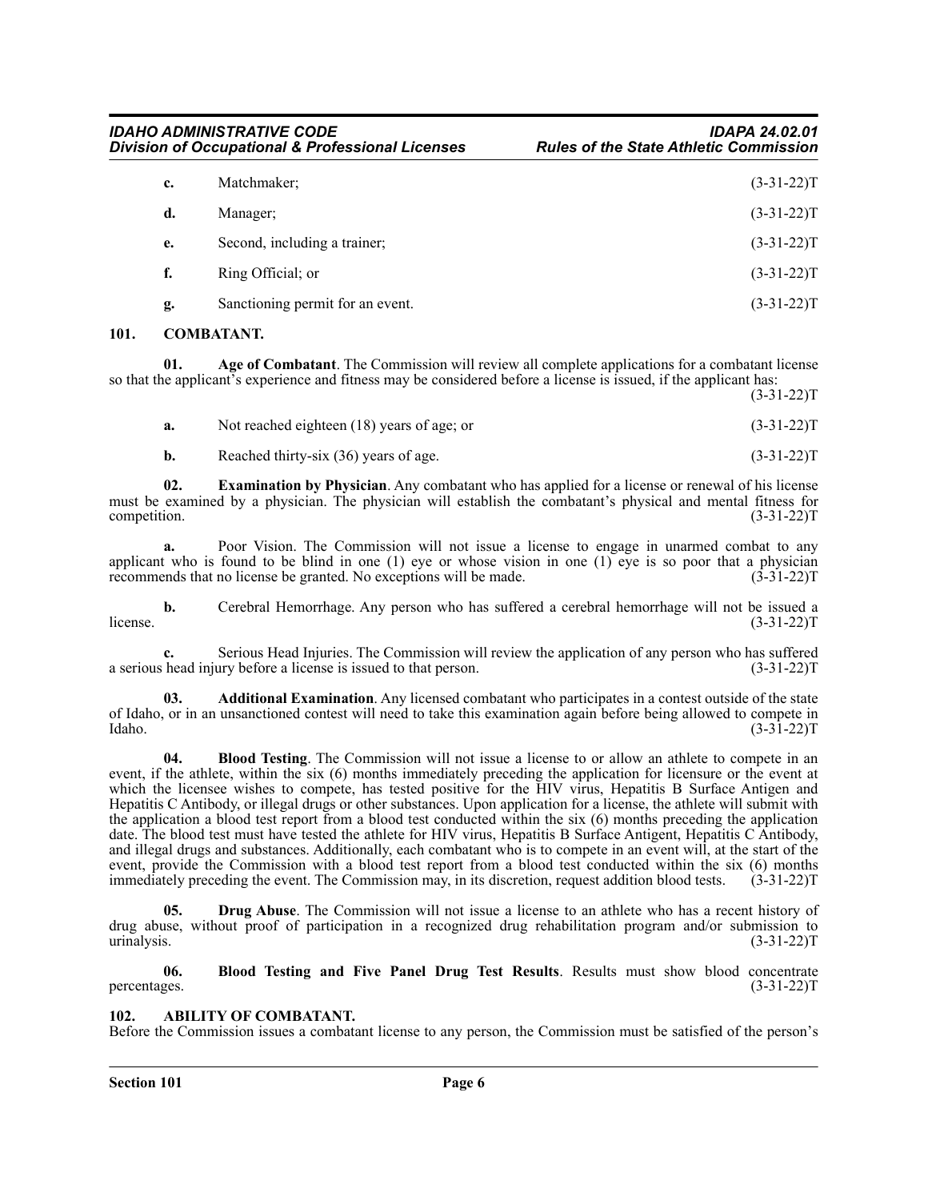c. Matchmaker; (3-31-22)T

d. Manager; (3-31-22)T

e. Second, including a trainer; (3-31-22)T

f. Ring Official; or (3-31-22)T

g. Sanctioning permit for an event. (3-31-22)T

## 101. COMBATANT.

**01. Age of Combatant**. The Commission will review all complete applications for a combatant license so that the applicant's experience and fitness may be considered before a license is issued, if the applicant has: (3-31-22)T

a. Not reached eighteen (18) years of age; or (3-31-22)T

b. Reached thirty-six (36) years of age. (3-31-22)T

**02. Examination by Physician**. Any combatant who has applied for a license or renewal of his license must be examined by a physician. The physician will establish the combatant's physical and mental fitness for competition. (3-31-22)T

a. Poor Vision. The Commission will not issue a license to engage in unarmed combat to any applicant who is found to be blind in one (1) eye or whose vision in one (1) eye is so poor that a physician recommends that no license be granted. No exceptions will be made. (3-31-22)T

b. Cerebral Hemorrhage. Any person who has suffered a cerebral hemorrhage will not be issued a license. (3-31-22)T

c. Serious Head Injuries. The Commission will review the application of any person who has suffered a serious head injury before a license is issued to that person. (3-31-22)T

**03. Additional Examination**. Any licensed combatant who participates in a contest outside of the state of Idaho, or in an unsanctioned contest will need to take this examination again before being allowed to compete in Idaho. (3-31-22)T

**04. Blood Testing**. The Commission will not issue a license to or allow an athlete to compete in an event, if the athlete, within the six (6) months immediately preceding the application for licensure or the event at which the licensee wishes to compete, has tested positive for the HIV virus, Hepatitis B Surface Antigen and Hepatitis C Antibody, or illegal drugs or other substances. Upon application for a license, the athlete will submit with the application a blood test report from a blood test conducted within the six (6) months preceding the application date. The blood test must have tested the athlete for HIV virus, Hepatitis B Surface Antigent, Hepatitis C Antibody, and illegal drugs and substances. Additionally, each combatant who is to compete in an event will, at the start of the event, provide the Commission with a blood test report from a blood test conducted within the six (6) months immediately preceding the event. The Commission may, in its discretion, request addition blood tests. (3-31-22)T

**05. Drug Abuse**. The Commission will not issue a license to an athlete who has a recent history of drug abuse, without proof of participation in a recognized drug rehabilitation program and/or submission to urinalysis. (3-31-22)T

**06. Blood Testing and Five Panel Drug Test Results**. Results must show blood concentrate percentages. (3-31-22)T

## 102. ABILITY OF COMBATANT.

Before the Commission issues a combatant license to any person, the Commission must be satisfied of the person's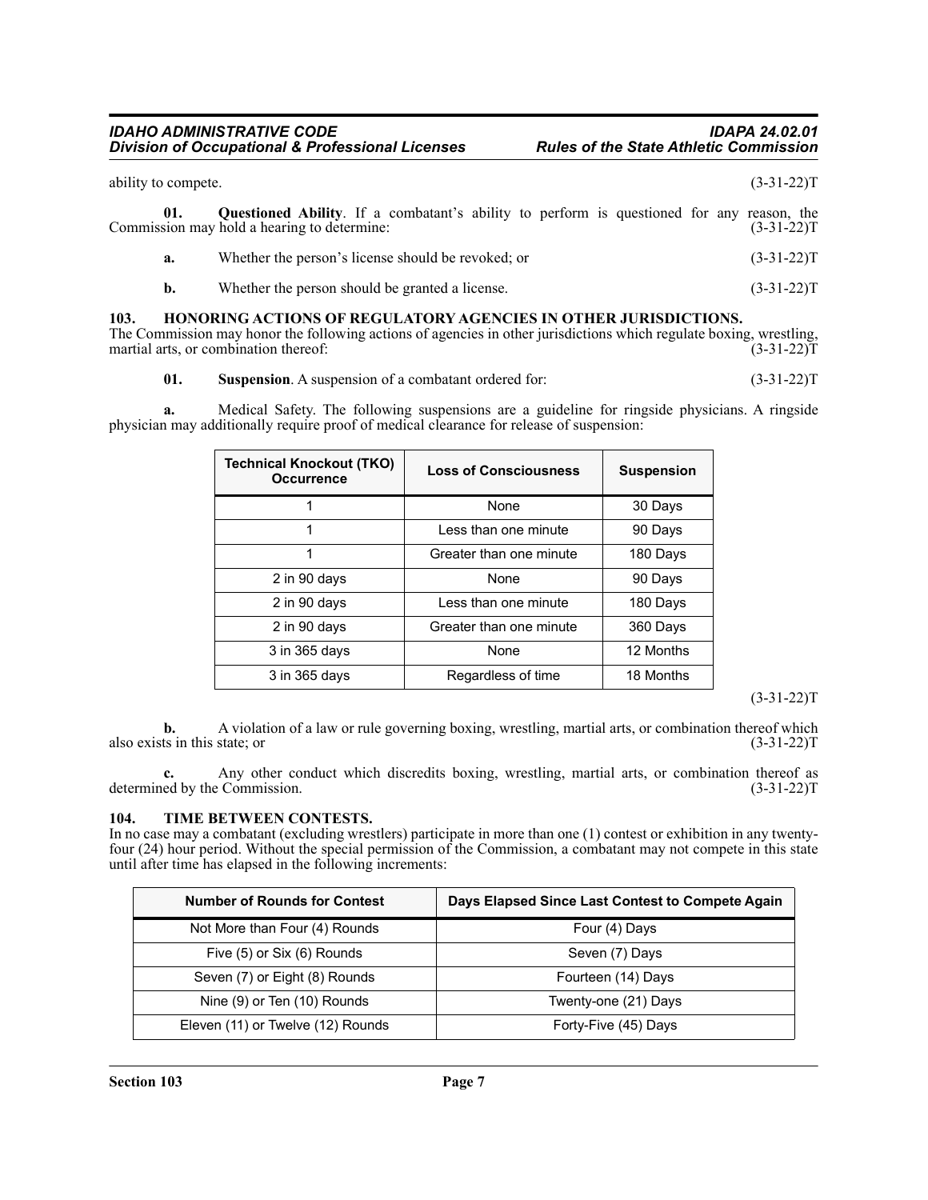ability to compete. (3-31-22)T

**01. Questioned Ability**. If a combatant's ability to perform is questioned for any reason, the Commission may hold a hearing to determine: (3-31-22)T

**a.** Whether the person's license should be revoked; or (3-31-22)T

**b.** Whether the person should be granted a license. (3-31-22)T

### 103. HONORING ACTIONS OF REGULATORY AGENCIES IN OTHER JURISDICTIONS.

The Commission may honor the following actions of agencies in other jurisdictions which regulate boxing, wrestling, martial arts, or combination thereof: (3-31-22)T

**01. Suspension**. A suspension of a combatant ordered for: (3-31-22)T

**a.** Medical Safety. The following suspensions are a guideline for ringside physicians. A ringside physician may additionally require proof of medical clearance for release of suspension:

| Technical Knockout (TKO) Occurrence | Loss of Consciousness | Suspension |
|---|---|---|
| 1 | None | 30 Days |
| 1 | Less than one minute | 90 Days |
| 1 | Greater than one minute | 180 Days |
| 2 in 90 days | None | 90 Days |
| 2 in 90 days | Less than one minute | 180 Days |
| 2 in 90 days | Greater than one minute | 360 Days |
| 3 in 365 days | None | 12 Months |
| 3 in 365 days | Regardless of time | 18 Months |

(3-31-22)T

**b.** A violation of a law or rule governing boxing, wrestling, martial arts, or combination thereof which also exists in this state; or (3-31-22)T

**c.** Any other conduct which discredits boxing, wrestling, martial arts, or combination thereof as determined by the Commission. (3-31-22)T

### 104. TIME BETWEEN CONTESTS.

In no case may a combatant (excluding wrestlers) participate in more than one (1) contest or exhibition in any twenty-four (24) hour period. Without the special permission of the Commission, a combatant may not compete in this state until after time has elapsed in the following increments:

| Number of Rounds for Contest | Days Elapsed Since Last Contest to Compete Again |
|---|---|
| Not More than Four (4) Rounds | Four (4) Days |
| Five (5) or Six (6) Rounds | Seven (7) Days |
| Seven (7) or Eight (8) Rounds | Fourteen (14) Days |
| Nine (9) or Ten (10) Rounds | Twenty-one (21) Days |
| Eleven (11) or Twelve (12) Rounds | Forty-Five (45) Days |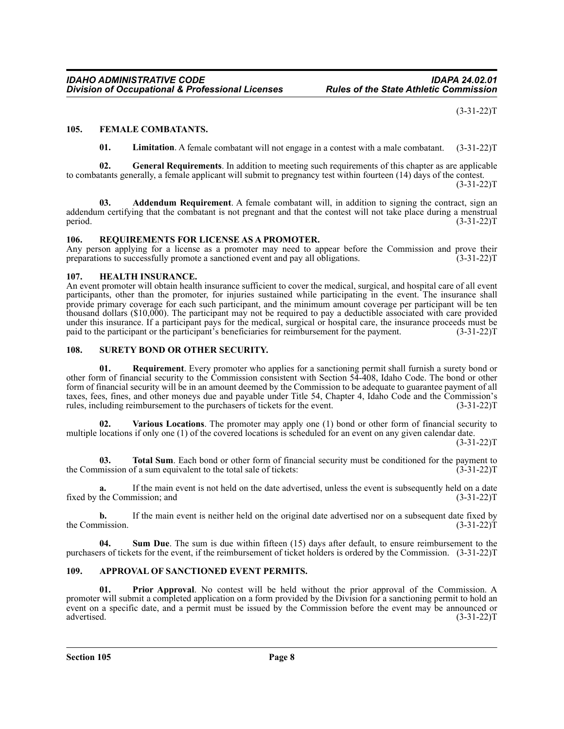(3-31-22)T

## 105. FEMALE COMBATANTS.

**01. Limitation**. A female combatant will not engage in a contest with a male combatant. (3-31-22)T

**02. General Requirements**. In addition to meeting such requirements of this chapter as are applicable to combatants generally, a female applicant will submit to pregnancy test within fourteen (14) days of the contest. (3-31-22)T

**03. Addendum Requirement**. A female combatant will, in addition to signing the contract, sign an addendum certifying that the combatant is not pregnant and that the contest will not take place during a menstrual period. (3-31-22)T

## 106. REQUIREMENTS FOR LICENSE AS A PROMOTER.

Any person applying for a license as a promoter may need to appear before the Commission and prove their preparations to successfully promote a sanctioned event and pay all obligations. (3-31-22)T

## 107. HEALTH INSURANCE.

An event promoter will obtain health insurance sufficient to cover the medical, surgical, and hospital care of all event participants, other than the promoter, for injuries sustained while participating in the event. The insurance shall provide primary coverage for each such participant, and the minimum amount coverage per participant will be ten thousand dollars ($10,000). The participant may not be required to pay a deductible associated with care provided under this insurance. If a participant pays for the medical, surgical or hospital care, the insurance proceeds must be paid to the participant or the participant's beneficiaries for reimbursement for the payment. (3-31-22)T

## 108. SURETY BOND OR OTHER SECURITY.

**01. Requirement**. Every promoter who applies for a sanctioning permit shall furnish a surety bond or other form of financial security to the Commission consistent with Section 54-408, Idaho Code. The bond or other form of financial security will be in an amount deemed by the Commission to be adequate to guarantee payment of all taxes, fees, fines, and other moneys due and payable under Title 54, Chapter 4, Idaho Code and the Commission's rules, including reimbursement to the purchasers of tickets for the event. (3-31-22)T

**02. Various Locations**. The promoter may apply one (1) bond or other form of financial security to multiple locations if only one (1) of the covered locations is scheduled for an event on any given calendar date. (3-31-22)T

**03. Total Sum**. Each bond or other form of financial security must be conditioned for the payment to the Commission of a sum equivalent to the total sale of tickets: (3-31-22)T

**a.** If the main event is not held on the date advertised, unless the event is subsequently held on a date fixed by the Commission; and (3-31-22)T

**b.** If the main event is neither held on the original date advertised nor on a subsequent date fixed by the Commission. (3-31-22)T

**04. Sum Due**. The sum is due within fifteen (15) days after default, to ensure reimbursement to the purchasers of tickets for the event, if the reimbursement of ticket holders is ordered by the Commission. (3-31-22)T

## 109. APPROVAL OF SANCTIONED EVENT PERMITS.

**01. Prior Approval**. No contest will be held without the prior approval of the Commission. A promoter will submit a completed application on a form provided by the Division for a sanctioning permit to hold an event on a specific date, and a permit must be issued by the Commission before the event may be announced or advertised. (3-31-22)T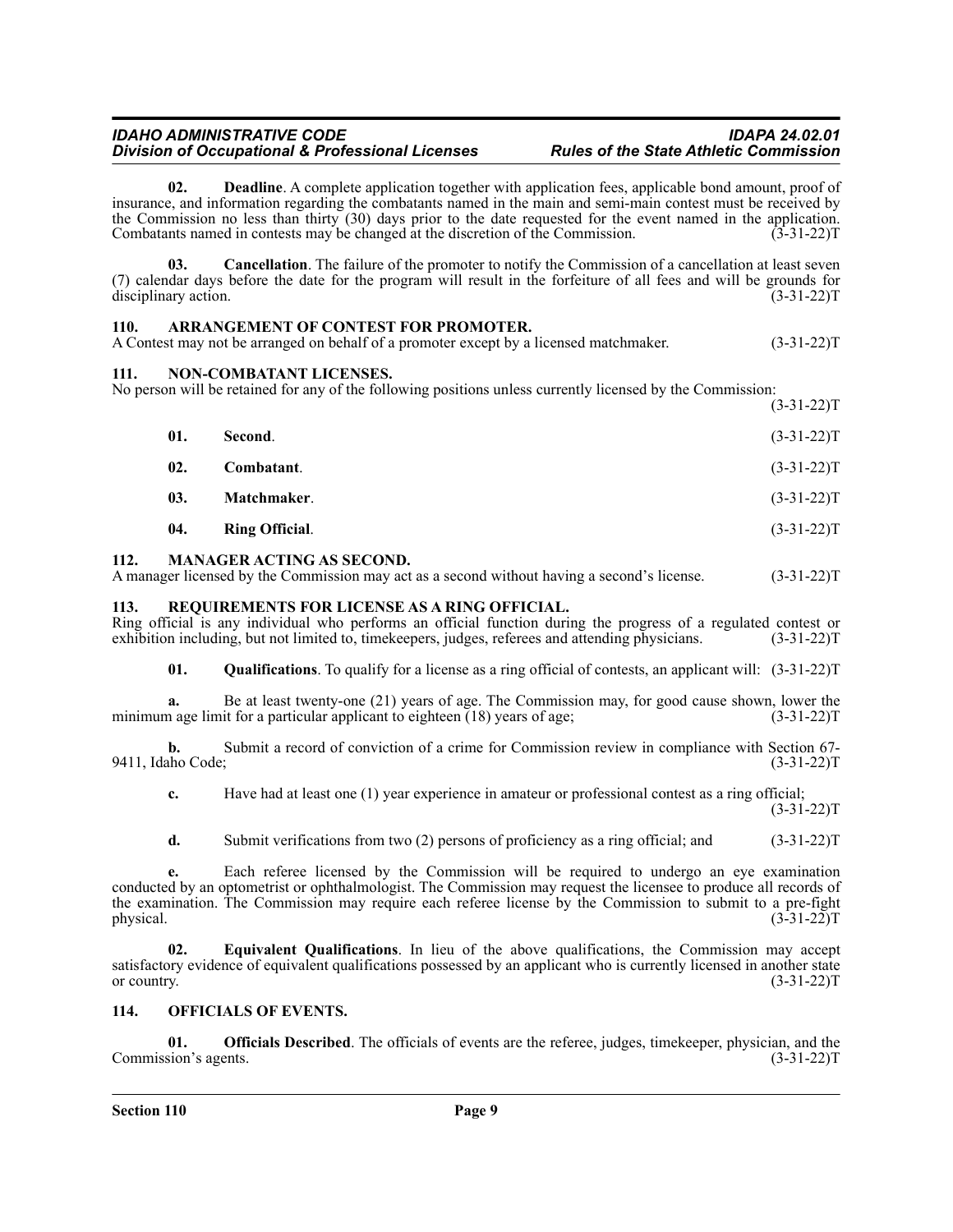**02. Deadline**. A complete application together with application fees, applicable bond amount, proof of insurance, and information regarding the combatants named in the main and semi-main contest must be received by the Commission no less than thirty (30) days prior to the date requested for the event named in the application. Combatants named in contests may be changed at the discretion of the Commission. (3-31-22)T

**03. Cancellation**. The failure of the promoter to notify the Commission of a cancellation at least seven (7) calendar days before the date for the program will result in the forfeiture of all fees and will be grounds for disciplinary action. (3-31-22)T

## 110. ARRANGEMENT OF CONTEST FOR PROMOTER.

A Contest may not be arranged on behalf of a promoter except by a licensed matchmaker. (3-31-22)T

## 111. NON-COMBATANT LICENSES.

No person will be retained for any of the following positions unless currently licensed by the Commission: (3-31-22)T

**01. Second**. (3-31-22)T

**02. Combatant**. (3-31-22)T

**03. Matchmaker**. (3-31-22)T

**04. Ring Official**. (3-31-22)T

## 112. MANAGER ACTING AS SECOND.

A manager licensed by the Commission may act as a second without having a second's license. (3-31-22)T

## 113. REQUIREMENTS FOR LICENSE AS A RING OFFICIAL.

Ring official is any individual who performs an official function during the progress of a regulated contest or exhibition including, but not limited to, timekeepers, judges, referees and attending physicians. (3-31-22)T

**01. Qualifications**. To qualify for a license as a ring official of contests, an applicant will: (3-31-22)T

**a.** Be at least twenty-one (21) years of age. The Commission may, for good cause shown, lower the minimum age limit for a particular applicant to eighteen (18) years of age; (3-31-22)T

**b.** Submit a record of conviction of a crime for Commission review in compliance with Section 67-9411, Idaho Code; (3-31-22)T

**c.** Have had at least one (1) year experience in amateur or professional contest as a ring official; (3-31-22)T

**d.** Submit verifications from two (2) persons of proficiency as a ring official; and (3-31-22)T

**e.** Each referee licensed by the Commission will be required to undergo an eye examination conducted by an optometrist or ophthalmologist. The Commission may request the licensee to produce all records of the examination. The Commission may require each referee license by the Commission to submit to a pre-fight physical. (3-31-22)T

**02. Equivalent Qualifications**. In lieu of the above qualifications, the Commission may accept satisfactory evidence of equivalent qualifications possessed by an applicant who is currently licensed in another state or country. (3-31-22)T

## 114. OFFICIALS OF EVENTS.

**01. Officials Described**. The officials of events are the referee, judges, timekeeper, physician, and the Commission's agents. (3-31-22)T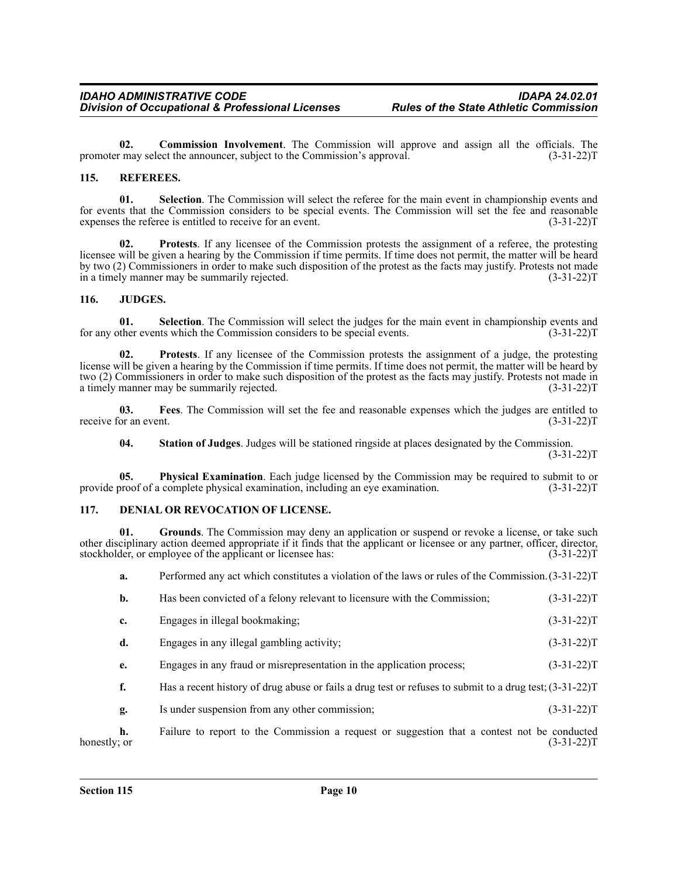**02. Commission Involvement**. The Commission will approve and assign all the officials. The promoter may select the announcer, subject to the Commission's approval. (3-31-22)T

## 115. REFEREES.

**01. Selection**. The Commission will select the referee for the main event in championship events and for events that the Commission considers to be special events. The Commission will set the fee and reasonable expenses the referee is entitled to receive for an event. (3-31-22)T

**02. Protests**. If any licensee of the Commission protests the assignment of a referee, the protesting licensee will be given a hearing by the Commission if time permits. If time does not permit, the matter will be heard by two (2) Commissioners in order to make such disposition of the protest as the facts may justify. Protests not made in a timely manner may be summarily rejected. (3-31-22)T

## 116. JUDGES.

**01. Selection**. The Commission will select the judges for the main event in championship events and for any other events which the Commission considers to be special events. (3-31-22)T

**02. Protests**. If any licensee of the Commission protests the assignment of a judge, the protesting license will be given a hearing by the Commission if time permits. If time does not permit, the matter will be heard by two (2) Commissioners in order to make such disposition of the protest as the facts may justify. Protests not made in a timely manner may be summarily rejected. (3-31-22)T

**03. Fees**. The Commission will set the fee and reasonable expenses which the judges are entitled to receive for an event. (3-31-22)T

**04. Station of Judges**. Judges will be stationed ringside at places designated by the Commission. (3-31-22)T

**05. Physical Examination**. Each judge licensed by the Commission may be required to submit to or provide proof of a complete physical examination, including an eye examination. (3-31-22)T

## 117. DENIAL OR REVOCATION OF LICENSE.

**01. Grounds**. The Commission may deny an application or suspend or revoke a license, or take such other disciplinary action deemed appropriate if it finds that the applicant or licensee or any partner, officer, director, stockholder, or employee of the applicant or licensee has: (3-31-22)T

**a.** Performed any act which constitutes a violation of the laws or rules of the Commission. (3-31-22)T

**b.** Has been convicted of a felony relevant to licensure with the Commission; (3-31-22)T

**c.** Engages in illegal bookmaking; (3-31-22)T

**d.** Engages in any illegal gambling activity; (3-31-22)T

**e.** Engages in any fraud or misrepresentation in the application process; (3-31-22)T

**f.** Has a recent history of drug abuse or fails a drug test or refuses to submit to a drug test; (3-31-22)T

**g.** Is under suspension from any other commission; (3-31-22)T

**h.** Failure to report to the Commission a request or suggestion that a contest not be conducted honestly; or (3-31-22)T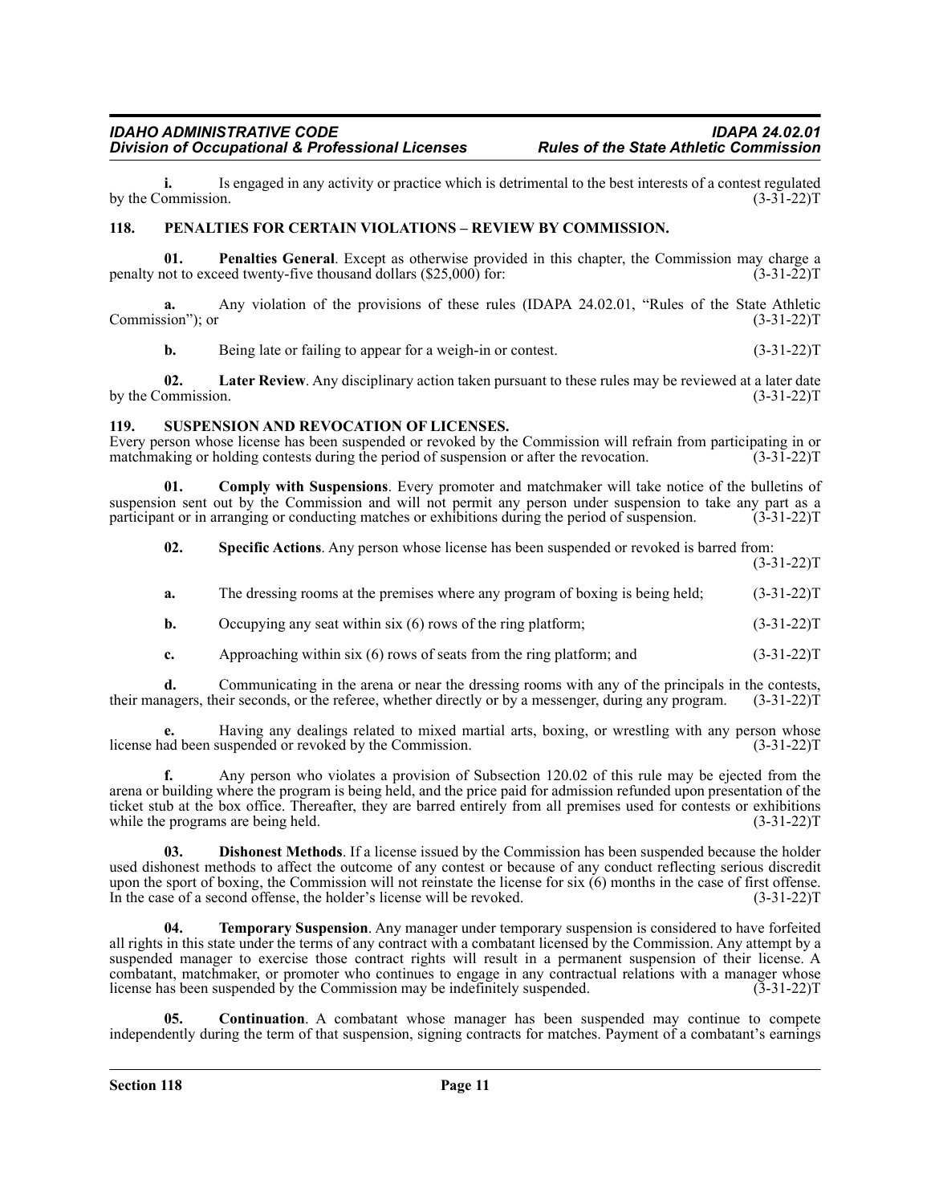**i.** Is engaged in any activity or practice which is detrimental to the best interests of a contest regulated by the Commission. (3-31-22)T

## 118. PENALTIES FOR CERTAIN VIOLATIONS – REVIEW BY COMMISSION.

**01. Penalties General**. Except as otherwise provided in this chapter, the Commission may charge a penalty not to exceed twenty-five thousand dollars ($25,000) for: (3-31-22)T

**a.** Any violation of the provisions of these rules (IDAPA 24.02.01, "Rules of the State Athletic Commission"); or (3-31-22)T

**b.** Being late or failing to appear for a weigh-in or contest. (3-31-22)T

**02. Later Review**. Any disciplinary action taken pursuant to these rules may be reviewed at a later date by the Commission. (3-31-22)T

## 119. SUSPENSION AND REVOCATION OF LICENSES.

Every person whose license has been suspended or revoked by the Commission will refrain from participating in or matchmaking or holding contests during the period of suspension or after the revocation. (3-31-22)T

**01. Comply with Suspensions**. Every promoter and matchmaker will take notice of the bulletins of suspension sent out by the Commission and will not permit any person under suspension to take any part as a participant or in arranging or conducting matches or exhibitions during the period of suspension. (3-31-22)T

**02. Specific Actions**. Any person whose license has been suspended or revoked is barred from: (3-31-22)T

**a.** The dressing rooms at the premises where any program of boxing is being held; (3-31-22)T

**b.** Occupying any seat within six (6) rows of the ring platform; (3-31-22)T

**c.** Approaching within six (6) rows of seats from the ring platform; and (3-31-22)T

**d.** Communicating in the arena or near the dressing rooms with any of the principals in the contests, their managers, their seconds, or the referee, whether directly or by a messenger, during any program. (3-31-22)T

**e.** Having any dealings related to mixed martial arts, boxing, or wrestling with any person whose license had been suspended or revoked by the Commission. (3-31-22)T

**f.** Any person who violates a provision of Subsection 120.02 of this rule may be ejected from the arena or building where the program is being held, and the price paid for admission refunded upon presentation of the ticket stub at the box office. Thereafter, they are barred entirely from all premises used for contests or exhibitions while the programs are being held. (3-31-22)T

**03. Dishonest Methods**. If a license issued by the Commission has been suspended because the holder used dishonest methods to affect the outcome of any contest or because of any conduct reflecting serious discredit upon the sport of boxing, the Commission will not reinstate the license for six (6) months in the case of first offense. In the case of a second offense, the holder's license will be revoked. (3-31-22)T

**04. Temporary Suspension**. Any manager under temporary suspension is considered to have forfeited all rights in this state under the terms of any contract with a combatant licensed by the Commission. Any attempt by a suspended manager to exercise those contract rights will result in a permanent suspension of their license. A combatant, matchmaker, or promoter who continues to engage in any contractual relations with a manager whose license has been suspended by the Commission may be indefinitely suspended. (3-31-22)T

**05. Continuation**. A combatant whose manager has been suspended may continue to compete independently during the term of that suspension, signing contracts for matches. Payment of a combatant's earnings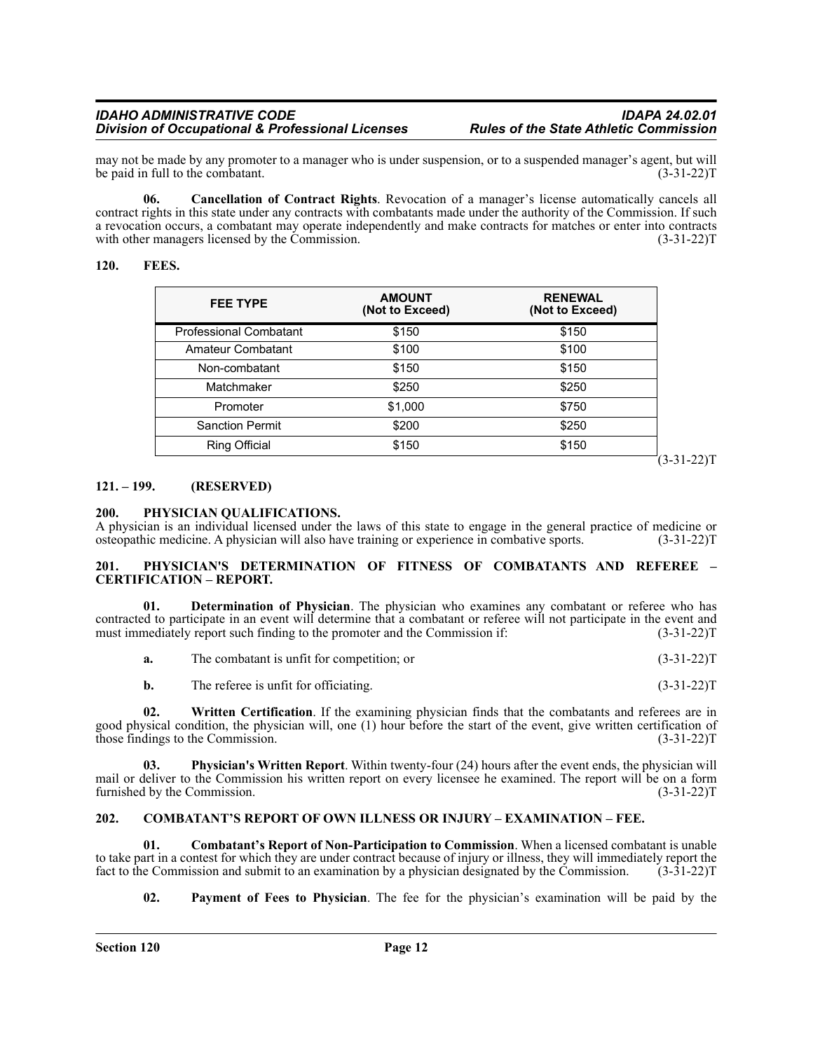may not be made by any promoter to a manager who is under suspension, or to a suspended manager's agent, but will be paid in full to the combatant. (3-31-22)T

**06. Cancellation of Contract Rights**. Revocation of a manager's license automatically cancels all contract rights in this state under any contracts with combatants made under the authority of the Commission. If such a revocation occurs, a combatant may operate independently and make contracts for matches or enter into contracts with other managers licensed by the Commission. (3-31-22)T

## 120. FEES.

| FEE TYPE | AMOUNT (Not to Exceed) | RENEWAL (Not to Exceed) |
|---|---|---|
| Professional Combatant | $150 | $150 |
| Amateur Combatant | $100 | $100 |
| Non-combatant | $150 | $150 |
| Matchmaker | $250 | $250 |
| Promoter | $1,000 | $750 |
| Sanction Permit | $200 | $250 |
| Ring Official | $150 | $150 |

(3-31-22)T

## 121. – 199. (RESERVED)

## 200. PHYSICIAN QUALIFICATIONS.

A physician is an individual licensed under the laws of this state to engage in the general practice of medicine or osteopathic medicine. A physician will also have training or experience in combative sports. (3-31-22)T

## 201. PHYSICIAN'S DETERMINATION OF FITNESS OF COMBATANTS AND REFEREE – CERTIFICATION – REPORT.

**01. Determination of Physician**. The physician who examines any combatant or referee who has contracted to participate in an event will determine that a combatant or referee will not participate in the event and must immediately report such finding to the promoter and the Commission if: (3-31-22)T

**a.** The combatant is unfit for competition; or (3-31-22)T

**b.** The referee is unfit for officiating. (3-31-22)T

**02. Written Certification**. If the examining physician finds that the combatants and referees are in good physical condition, the physician will, one (1) hour before the start of the event, give written certification of those findings to the Commission. (3-31-22)T

**03. Physician's Written Report**. Within twenty-four (24) hours after the event ends, the physician will mail or deliver to the Commission his written report on every licensee he examined. The report will be on a form furnished by the Commission. (3-31-22)T

## 202. COMBATANT'S REPORT OF OWN ILLNESS OR INJURY – EXAMINATION – FEE.

**01. Combatant's Report of Non-Participation to Commission**. When a licensed combatant is unable to take part in a contest for which they are under contract because of injury or illness, they will immediately report the fact to the Commission and submit to an examination by a physician designated by the Commission. (3-31-22)T

**02. Payment of Fees to Physician**. The fee for the physician's examination will be paid by the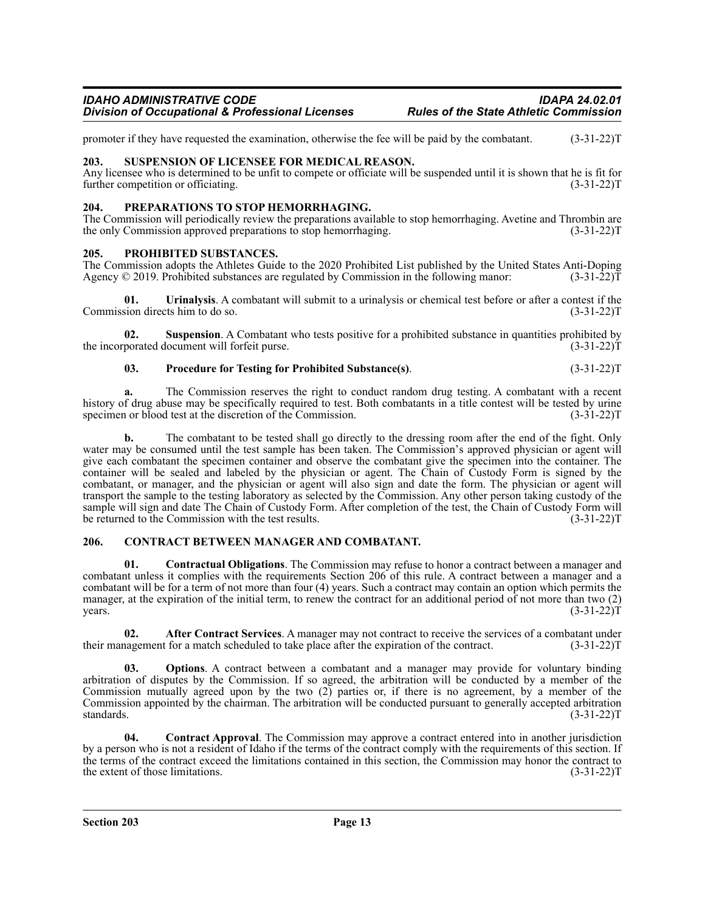promoter if they have requested the examination, otherwise the fee will be paid by the combatant. (3-31-22)T

### 203. SUSPENSION OF LICENSEE FOR MEDICAL REASON.

Any licensee who is determined to be unfit to compete or officiate will be suspended until it is shown that he is fit for further competition or officiating. (3-31-22)T

### 204. PREPARATIONS TO STOP HEMORRHAGING.

The Commission will periodically review the preparations available to stop hemorrhaging. Avetine and Thrombin are the only Commission approved preparations to stop hemorrhaging. (3-31-22)T

### 205. PROHIBITED SUBSTANCES.

The Commission adopts the Athletes Guide to the 2020 Prohibited List published by the United States Anti-Doping Agency © 2019. Prohibited substances are regulated by Commission in the following manor: (3-31-22)T

**01. Urinalysis**. A combatant will submit to a urinalysis or chemical test before or after a contest if the Commission directs him to do so. (3-31-22)T

**02. Suspension**. A Combatant who tests positive for a prohibited substance in quantities prohibited by the incorporated document will forfeit purse. (3-31-22)T

**03. Procedure for Testing for Prohibited Substance(s)**. (3-31-22)T

**a.** The Commission reserves the right to conduct random drug testing. A combatant with a recent history of drug abuse may be specifically required to test. Both combatants in a title contest will be tested by urine specimen or blood test at the discretion of the Commission. (3-31-22)T

**b.** The combatant to be tested shall go directly to the dressing room after the end of the fight. Only water may be consumed until the test sample has been taken. The Commission's approved physician or agent will give each combatant the specimen container and observe the combatant give the specimen into the container. The container will be sealed and labeled by the physician or agent. The Chain of Custody Form is signed by the combatant, or manager, and the physician or agent will also sign and date the form. The physician or agent will transport the sample to the testing laboratory as selected by the Commission. Any other person taking custody of the sample will sign and date The Chain of Custody Form. After completion of the test, the Chain of Custody Form will be returned to the Commission with the test results. (3-31-22)T

### 206. CONTRACT BETWEEN MANAGER AND COMBATANT.

**01. Contractual Obligations**. The Commission may refuse to honor a contract between a manager and combatant unless it complies with the requirements Section 206 of this rule. A contract between a manager and a combatant will be for a term of not more than four (4) years. Such a contract may contain an option which permits the manager, at the expiration of the initial term, to renew the contract for an additional period of not more than two (2) years. (3-31-22)T

**02. After Contract Services**. A manager may not contract to receive the services of a combatant under their management for a match scheduled to take place after the expiration of the contract. (3-31-22)T

**03. Options**. A contract between a combatant and a manager may provide for voluntary binding arbitration of disputes by the Commission. If so agreed, the arbitration will be conducted by a member of the Commission mutually agreed upon by the two (2) parties or, if there is no agreement, by a member of the Commission appointed by the chairman. The arbitration will be conducted pursuant to generally accepted arbitration standards. (3-31-22)T

**04. Contract Approval**. The Commission may approve a contract entered into in another jurisdiction by a person who is not a resident of Idaho if the terms of the contract comply with the requirements of this section. If the terms of the contract exceed the limitations contained in this section, the Commission may honor the contract to the extent of those limitations. (3-31-22)T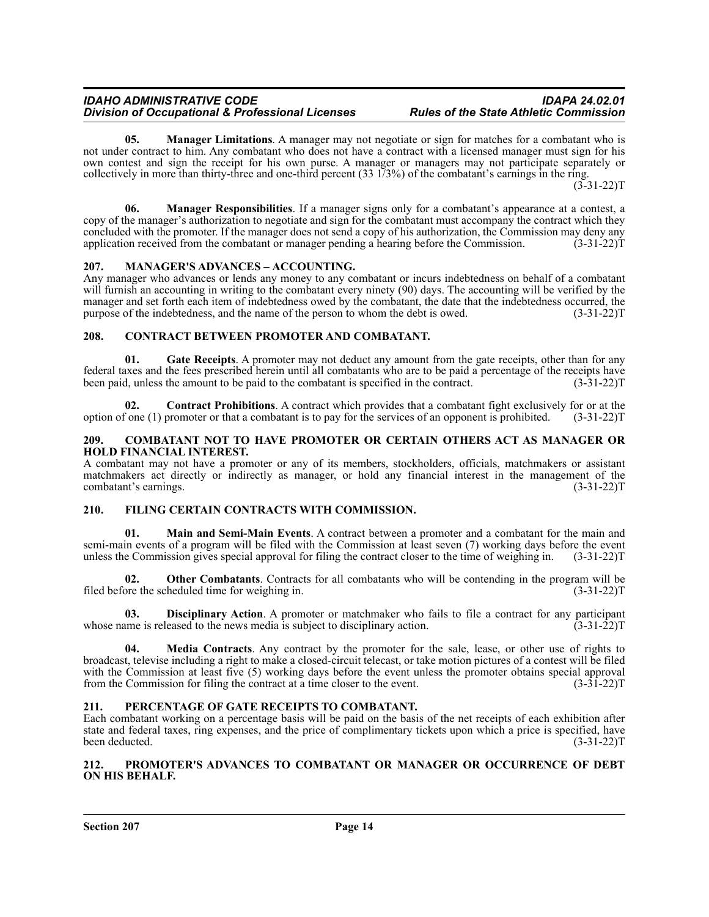**05. Manager Limitations**. A manager may not negotiate or sign for matches for a combatant who is not under contract to him. Any combatant who does not have a contract with a licensed manager must sign for his own contest and sign the receipt for his own purse. A manager or managers may not participate separately or collectively in more than thirty-three and one-third percent (33 1/3%) of the combatant's earnings in the ring. (3-31-22)T

**06. Manager Responsibilities**. If a manager signs only for a combatant's appearance at a contest, a copy of the manager's authorization to negotiate and sign for the combatant must accompany the contract which they concluded with the promoter. If the manager does not send a copy of his authorization, the Commission may deny any application received from the combatant or manager pending a hearing before the Commission. (3-31-22)T

## 207. MANAGER'S ADVANCES – ACCOUNTING.

Any manager who advances or lends any money to any combatant or incurs indebtedness on behalf of a combatant will furnish an accounting in writing to the combatant every ninety (90) days. The accounting will be verified by the manager and set forth each item of indebtedness owed by the combatant, the date that the indebtedness occurred, the purpose of the indebtedness, and the name of the person to whom the debt is owed. (3-31-22)T

## 208. CONTRACT BETWEEN PROMOTER AND COMBATANT.

**01. Gate Receipts**. A promoter may not deduct any amount from the gate receipts, other than for any federal taxes and the fees prescribed herein until all combatants who are to be paid a percentage of the receipts have been paid, unless the amount to be paid to the combatant is specified in the contract. (3-31-22)T

**02. Contract Prohibitions**. A contract which provides that a combatant fight exclusively for or at the option of one (1) promoter or that a combatant is to pay for the services of an opponent is prohibited. (3-31-22)T

## 209. COMBATANT NOT TO HAVE PROMOTER OR CERTAIN OTHERS ACT AS MANAGER OR HOLD FINANCIAL INTEREST.

A combatant may not have a promoter or any of its members, stockholders, officials, matchmakers or assistant matchmakers act directly or indirectly as manager, or hold any financial interest in the management of the combatant's earnings. (3-31-22)T

## 210. FILING CERTAIN CONTRACTS WITH COMMISSION.

**01. Main and Semi-Main Events**. A contract between a promoter and a combatant for the main and semi-main events of a program will be filed with the Commission at least seven (7) working days before the event unless the Commission gives special approval for filing the contract closer to the time of weighing in. (3-31-22)T

**02. Other Combatants**. Contracts for all combatants who will be contending in the program will be filed before the scheduled time for weighing in. (3-31-22)T

**03. Disciplinary Action**. A promoter or matchmaker who fails to file a contract for any participant whose name is released to the news media is subject to disciplinary action. (3-31-22)T

**04. Media Contracts**. Any contract by the promoter for the sale, lease, or other use of rights to broadcast, televise including a right to make a closed-circuit telecast, or take motion pictures of a contest will be filed with the Commission at least five (5) working days before the event unless the promoter obtains special approval from the Commission for filing the contract at a time closer to the event. (3-31-22)T

## 211. PERCENTAGE OF GATE RECEIPTS TO COMBATANT.

Each combatant working on a percentage basis will be paid on the basis of the net receipts of each exhibition after state and federal taxes, ring expenses, and the price of complimentary tickets upon which a price is specified, have been deducted. (3-31-22)T

## 212. PROMOTER'S ADVANCES TO COMBATANT OR MANAGER OR OCCURRENCE OF DEBT ON HIS BEHALF.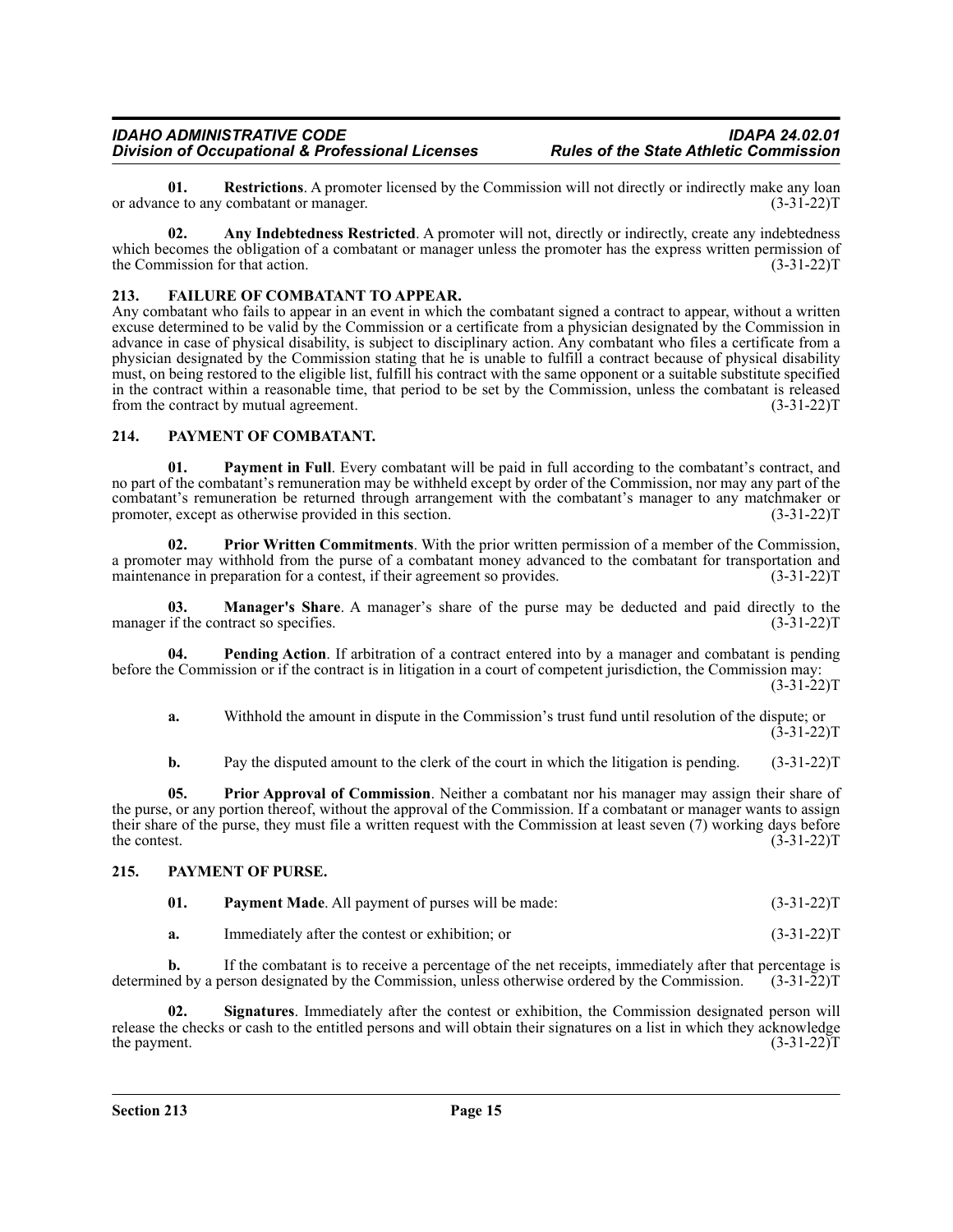**01. Restrictions**. A promoter licensed by the Commission will not directly or indirectly make any loan or advance to any combatant or manager. (3-31-22)T

**02. Any Indebtedness Restricted**. A promoter will not, directly or indirectly, create any indebtedness which becomes the obligation of a combatant or manager unless the promoter has the express written permission of the Commission for that action. (3-31-22)T

### 213. FAILURE OF COMBATANT TO APPEAR.

Any combatant who fails to appear in an event in which the combatant signed a contract to appear, without a written excuse determined to be valid by the Commission or a certificate from a physician designated by the Commission in advance in case of physical disability, is subject to disciplinary action. Any combatant who files a certificate from a physician designated by the Commission stating that he is unable to fulfill a contract because of physical disability must, on being restored to the eligible list, fulfill his contract with the same opponent or a suitable substitute specified in the contract within a reasonable time, that period to be set by the Commission, unless the combatant is released from the contract by mutual agreement. (3-31-22)T

### 214. PAYMENT OF COMBATANT.

**01. Payment in Full**. Every combatant will be paid in full according to the combatant's contract, and no part of the combatant's remuneration may be withheld except by order of the Commission, nor may any part of the combatant's remuneration be returned through arrangement with the combatant's manager to any matchmaker or promoter, except as otherwise provided in this section. (3-31-22)T

**02. Prior Written Commitments**. With the prior written permission of a member of the Commission, a promoter may withhold from the purse of a combatant money advanced to the combatant for transportation and maintenance in preparation for a contest, if their agreement so provides. (3-31-22)T

**03. Manager's Share**. A manager's share of the purse may be deducted and paid directly to the manager if the contract so specifies. (3-31-22)T

**04. Pending Action**. If arbitration of a contract entered into by a manager and combatant is pending before the Commission or if the contract is in litigation in a court of competent jurisdiction, the Commission may: (3-31-22)T

**a.** Withhold the amount in dispute in the Commission's trust fund until resolution of the dispute; or (3-31-22)T

**b.** Pay the disputed amount to the clerk of the court in which the litigation is pending. (3-31-22)T

**05. Prior Approval of Commission**. Neither a combatant nor his manager may assign their share of the purse, or any portion thereof, without the approval of the Commission. If a combatant or manager wants to assign their share of the purse, they must file a written request with the Commission at least seven (7) working days before the contest. (3-31-22)T

### 215. PAYMENT OF PURSE.

**01. Payment Made**. All payment of purses will be made: (3-31-22)T

**a.** Immediately after the contest or exhibition; or (3-31-22)T

**b.** If the combatant is to receive a percentage of the net receipts, immediately after that percentage is determined by a person designated by the Commission, unless otherwise ordered by the Commission. (3-31-22)T

**02. Signatures**. Immediately after the contest or exhibition, the Commission designated person will release the checks or cash to the entitled persons and will obtain their signatures on a list in which they acknowledge the payment. (3-31-22)T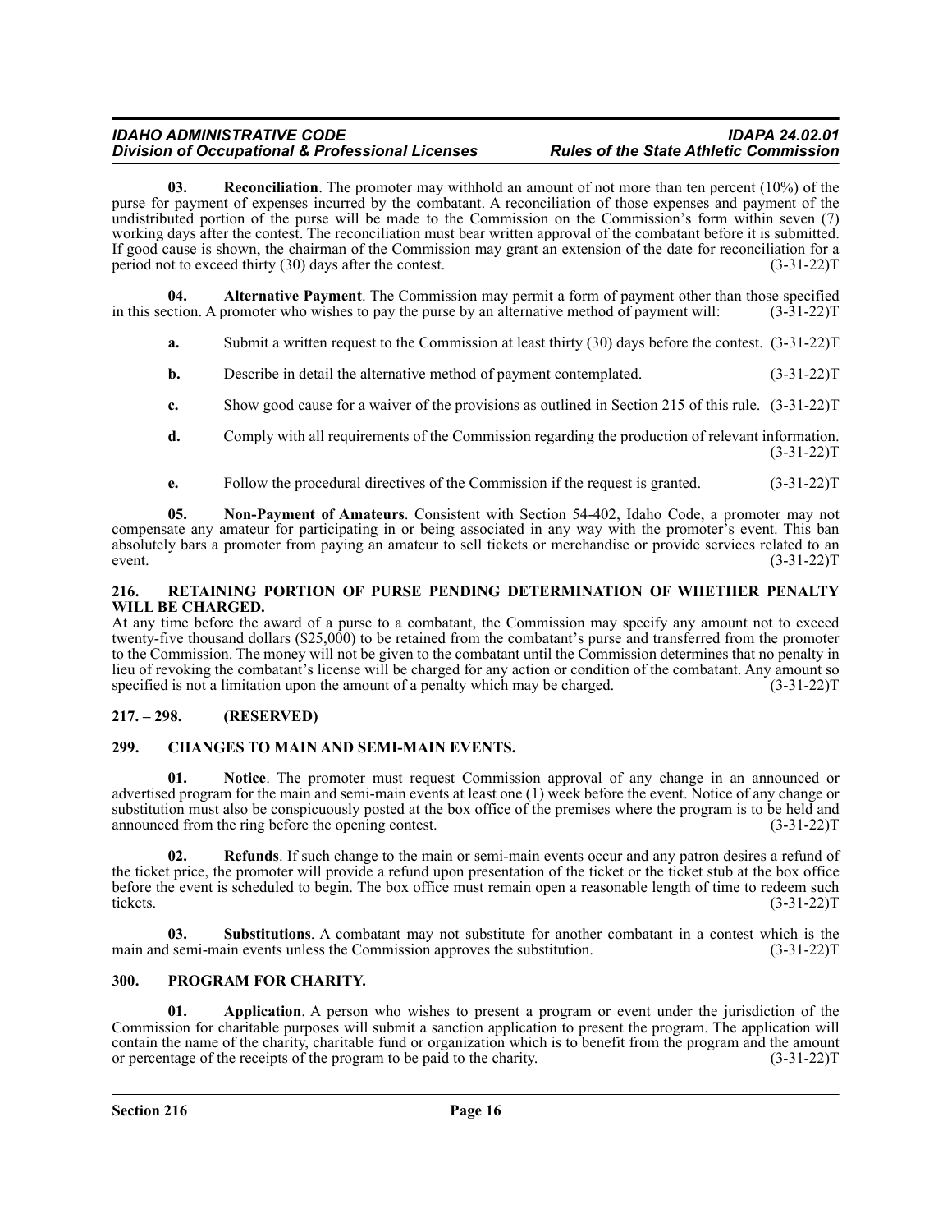**03. Reconciliation**. The promoter may withhold an amount of not more than ten percent (10%) of the purse for payment of expenses incurred by the combatant. A reconciliation of those expenses and payment of the undistributed portion of the purse will be made to the Commission on the Commission's form within seven (7) working days after the contest. The reconciliation must bear written approval of the combatant before it is submitted. If good cause is shown, the chairman of the Commission may grant an extension of the date for reconciliation for a period not to exceed thirty (30) days after the contest. (3-31-22)T

**04. Alternative Payment**. The Commission may permit a form of payment other than those specified in this section. A promoter who wishes to pay the purse by an alternative method of payment will: (3-31-22)T

**a.** Submit a written request to the Commission at least thirty (30) days before the contest. (3-31-22)T

**b.** Describe in detail the alternative method of payment contemplated. (3-31-22)T

**c.** Show good cause for a waiver of the provisions as outlined in Section 215 of this rule. (3-31-22)T

**d.** Comply with all requirements of the Commission regarding the production of relevant information. (3-31-22)T

**e.** Follow the procedural directives of the Commission if the request is granted. (3-31-22)T

**05. Non-Payment of Amateurs**. Consistent with Section 54-402, Idaho Code, a promoter may not compensate any amateur for participating in or being associated in any way with the promoter's event. This ban absolutely bars a promoter from paying an amateur to sell tickets or merchandise or provide services related to an event. (3-31-22)T

## 216. RETAINING PORTION OF PURSE PENDING DETERMINATION OF WHETHER PENALTY WILL BE CHARGED.

At any time before the award of a purse to a combatant, the Commission may specify any amount not to exceed twenty-five thousand dollars ($25,000) to be retained from the combatant's purse and transferred from the promoter to the Commission. The money will not be given to the combatant until the Commission determines that no penalty in lieu of revoking the combatant's license will be charged for any action or condition of the combatant. Any amount so specified is not a limitation upon the amount of a penalty which may be charged. (3-31-22)T

## 217. – 298. (RESERVED)

## 299. CHANGES TO MAIN AND SEMI-MAIN EVENTS.

**01. Notice**. The promoter must request Commission approval of any change in an announced or advertised program for the main and semi-main events at least one (1) week before the event. Notice of any change or substitution must also be conspicuously posted at the box office of the premises where the program is to be held and announced from the ring before the opening contest. (3-31-22)T

**02. Refunds**. If such change to the main or semi-main events occur and any patron desires a refund of the ticket price, the promoter will provide a refund upon presentation of the ticket or the ticket stub at the box office before the event is scheduled to begin. The box office must remain open a reasonable length of time to redeem such tickets. (3-31-22)T

**03. Substitutions**. A combatant may not substitute for another combatant in a contest which is the main and semi-main events unless the Commission approves the substitution. (3-31-22)T

## 300. PROGRAM FOR CHARITY.

**01. Application**. A person who wishes to present a program or event under the jurisdiction of the Commission for charitable purposes will submit a sanction application to present the program. The application will contain the name of the charity, charitable fund or organization which is to benefit from the program and the amount or percentage of the receipts of the program to be paid to the charity. (3-31-22)T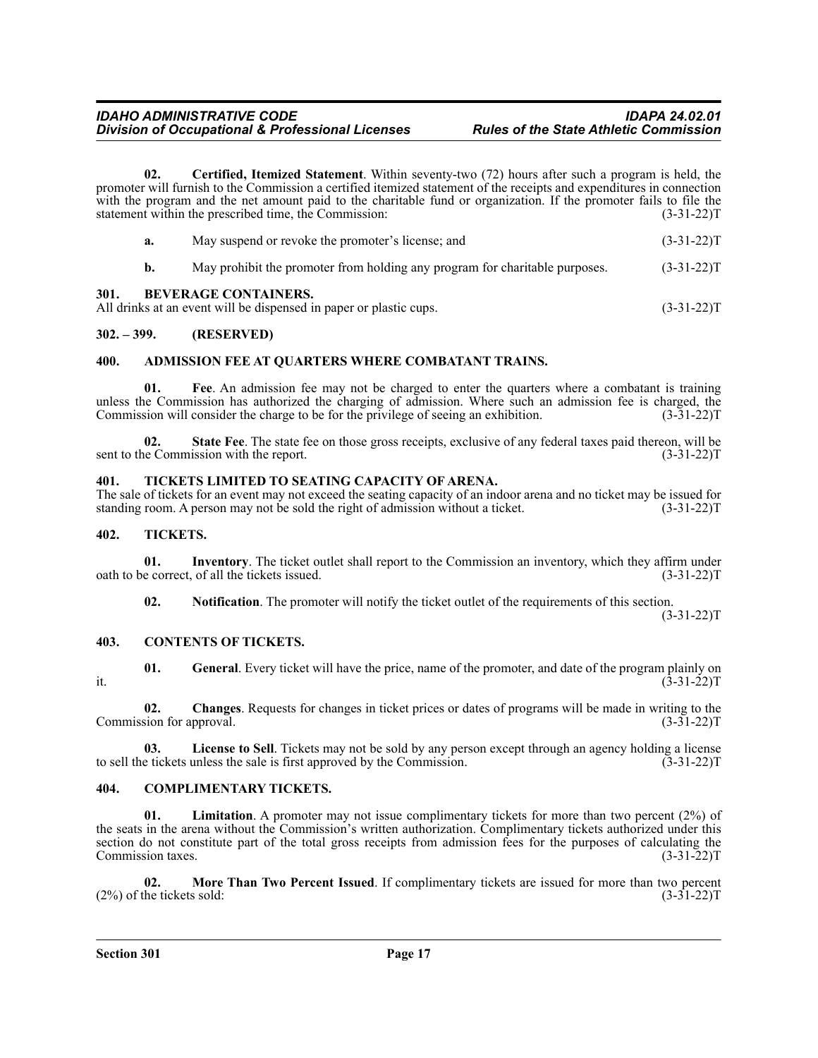**02. Certified, Itemized Statement**. Within seventy-two (72) hours after such a program is held, the promoter will furnish to the Commission a certified itemized statement of the receipts and expenditures in connection with the program and the net amount paid to the charitable fund or organization. If the promoter fails to file the statement within the prescribed time, the Commission: (3-31-22)T

**a.** May suspend or revoke the promoter's license; and (3-31-22)T

**b.** May prohibit the promoter from holding any program for charitable purposes. (3-31-22)T

## 301. BEVERAGE CONTAINERS.

All drinks at an event will be dispensed in paper or plastic cups. (3-31-22)T

## 302. – 399. (RESERVED)

## 400. ADMISSION FEE AT QUARTERS WHERE COMBATANT TRAINS.

**01. Fee**. An admission fee may not be charged to enter the quarters where a combatant is training unless the Commission has authorized the charging of admission. Where such an admission fee is charged, the Commission will consider the charge to be for the privilege of seeing an exhibition. (3-31-22)T

**02. State Fee**. The state fee on those gross receipts, exclusive of any federal taxes paid thereon, will be sent to the Commission with the report. (3-31-22)T

## 401. TICKETS LIMITED TO SEATING CAPACITY OF ARENA.

The sale of tickets for an event may not exceed the seating capacity of an indoor arena and no ticket may be issued for standing room. A person may not be sold the right of admission without a ticket. (3-31-22)T

## 402. TICKETS.

**01. Inventory**. The ticket outlet shall report to the Commission an inventory, which they affirm under oath to be correct, of all the tickets issued. (3-31-22)T

**02. Notification**. The promoter will notify the ticket outlet of the requirements of this section. (3-31-22)T

## 403. CONTENTS OF TICKETS.

**01. General**. Every ticket will have the price, name of the promoter, and date of the program plainly on it. (3-31-22)T

**02. Changes**. Requests for changes in ticket prices or dates of programs will be made in writing to the Commission for approval. (3-31-22)T

**03. License to Sell**. Tickets may not be sold by any person except through an agency holding a license to sell the tickets unless the sale is first approved by the Commission. (3-31-22)T

## 404. COMPLIMENTARY TICKETS.

**01. Limitation**. A promoter may not issue complimentary tickets for more than two percent (2%) of the seats in the arena without the Commission's written authorization. Complimentary tickets authorized under this section do not constitute part of the total gross receipts from admission fees for the purposes of calculating the Commission taxes. (3-31-22)T

**02. More Than Two Percent Issued**. If complimentary tickets are issued for more than two percent (2%) of the tickets sold: (3-31-22)T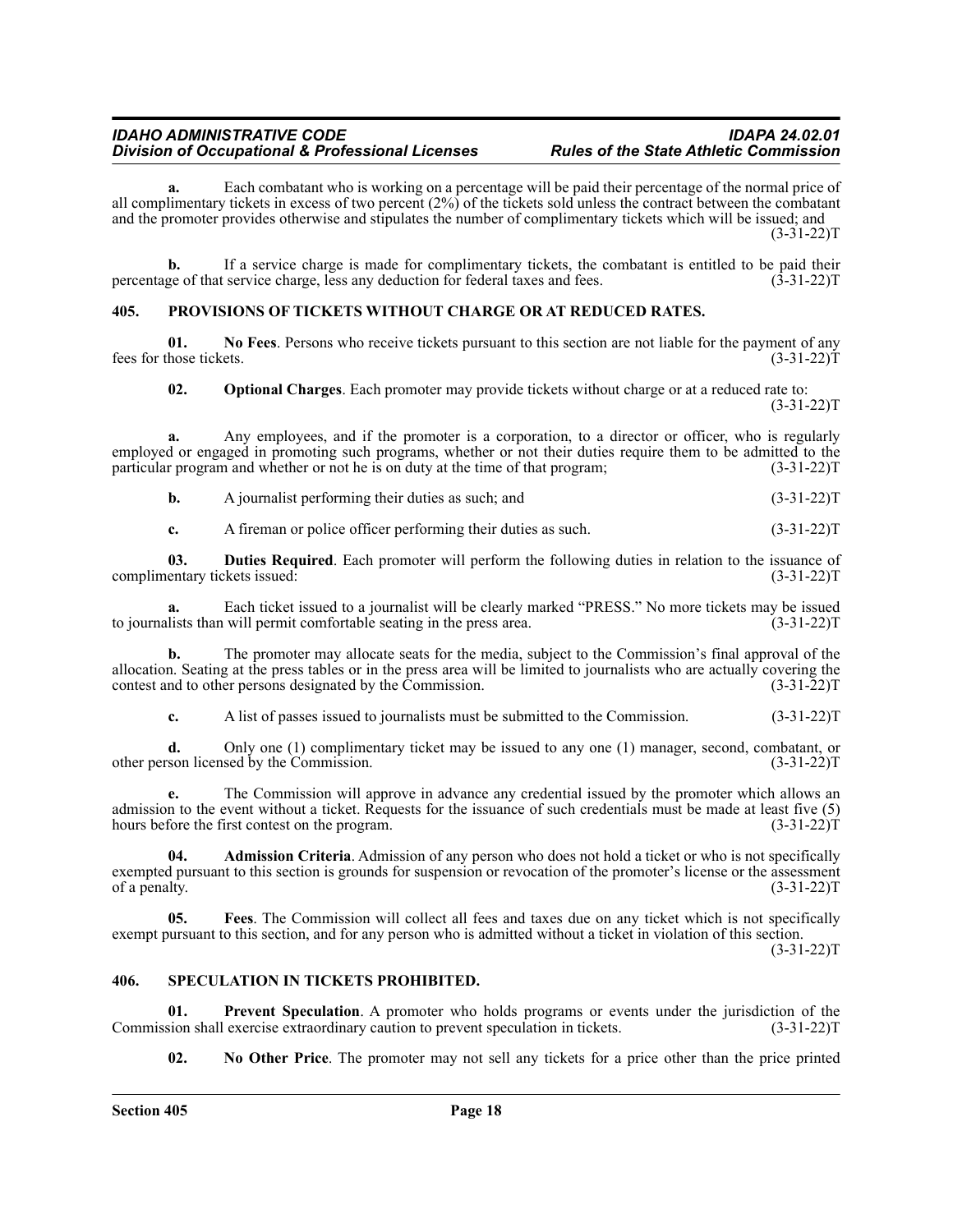**a.** Each combatant who is working on a percentage will be paid their percentage of the normal price of all complimentary tickets in excess of two percent (2%) of the tickets sold unless the contract between the combatant and the promoter provides otherwise and stipulates the number of complimentary tickets which will be issued; and (3-31-22)T

**b.** If a service charge is made for complimentary tickets, the combatant is entitled to be paid their percentage of that service charge, less any deduction for federal taxes and fees. (3-31-22)T

## 405. PROVISIONS OF TICKETS WITHOUT CHARGE OR AT REDUCED RATES.

**01. No Fees**. Persons who receive tickets pursuant to this section are not liable for the payment of any fees for those tickets. (3-31-22)T

**02. Optional Charges**. Each promoter may provide tickets without charge or at a reduced rate to: (3-31-22)T

**a.** Any employees, and if the promoter is a corporation, to a director or officer, who is regularly employed or engaged in promoting such programs, whether or not their duties require them to be admitted to the particular program and whether or not he is on duty at the time of that program; (3-31-22)T

**b.** A journalist performing their duties as such; and (3-31-22)T

**c.** A fireman or police officer performing their duties as such. (3-31-22)T

**03. Duties Required**. Each promoter will perform the following duties in relation to the issuance of complimentary tickets issued: (3-31-22)T

**a.** Each ticket issued to a journalist will be clearly marked "PRESS." No more tickets may be issued to journalists than will permit comfortable seating in the press area. (3-31-22)T

**b.** The promoter may allocate seats for the media, subject to the Commission's final approval of the allocation. Seating at the press tables or in the press area will be limited to journalists who are actually covering the contest and to other persons designated by the Commission. (3-31-22)T

**c.** A list of passes issued to journalists must be submitted to the Commission. (3-31-22)T

**d.** Only one (1) complimentary ticket may be issued to any one (1) manager, second, combatant, or other person licensed by the Commission. (3-31-22)T

**e.** The Commission will approve in advance any credential issued by the promoter which allows an admission to the event without a ticket. Requests for the issuance of such credentials must be made at least five (5) hours before the first contest on the program. (3-31-22)T

**04. Admission Criteria**. Admission of any person who does not hold a ticket or who is not specifically exempted pursuant to this section is grounds for suspension or revocation of the promoter's license or the assessment of a penalty. (3-31-22)T

**05. Fees**. The Commission will collect all fees and taxes due on any ticket which is not specifically exempt pursuant to this section, and for any person who is admitted without a ticket in violation of this section. (3-31-22)T

## 406. SPECULATION IN TICKETS PROHIBITED.

**01. Prevent Speculation**. A promoter who holds programs or events under the jurisdiction of the Commission shall exercise extraordinary caution to prevent speculation in tickets. (3-31-22)T

**02. No Other Price**. The promoter may not sell any tickets for a price other than the price printed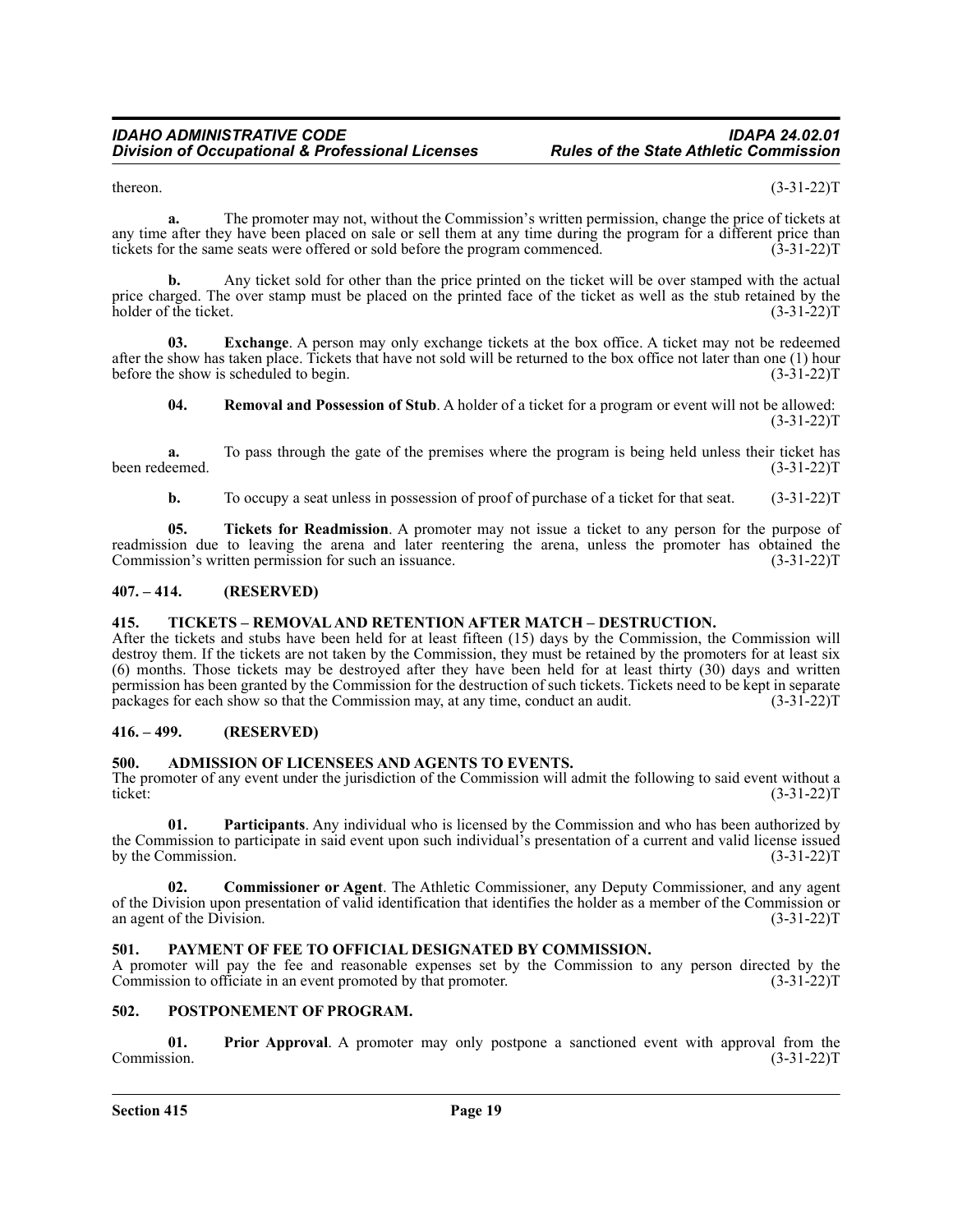thereon. (3-31-22)T

**a.** The promoter may not, without the Commission's written permission, change the price of tickets at any time after they have been placed on sale or sell them at any time during the program for a different price than tickets for the same seats were offered or sold before the program commenced. (3-31-22)T

**b.** Any ticket sold for other than the price printed on the ticket will be over stamped with the actual price charged. The over stamp must be placed on the printed face of the ticket as well as the stub retained by the holder of the ticket. (3-31-22)T

**03. Exchange**. A person may only exchange tickets at the box office. A ticket may not be redeemed after the show has taken place. Tickets that have not sold will be returned to the box office not later than one (1) hour before the show is scheduled to begin. (3-31-22)T

**04. Removal and Possession of Stub**. A holder of a ticket for a program or event will not be allowed: (3-31-22)T

**a.** To pass through the gate of the premises where the program is being held unless their ticket has been redeemed. (3-31-22)T

**b.** To occupy a seat unless in possession of proof of purchase of a ticket for that seat. (3-31-22)T

**05. Tickets for Readmission**. A promoter may not issue a ticket to any person for the purpose of readmission due to leaving the arena and later reentering the arena, unless the promoter has obtained the Commission's written permission for such an issuance. (3-31-22)T

## 407. – 414. (RESERVED)

## 415. TICKETS – REMOVAL AND RETENTION AFTER MATCH – DESTRUCTION.

After the tickets and stubs have been held for at least fifteen (15) days by the Commission, the Commission will destroy them. If the tickets are not taken by the Commission, they must be retained by the promoters for at least six (6) months. Those tickets may be destroyed after they have been held for at least thirty (30) days and written permission has been granted by the Commission for the destruction of such tickets. Tickets need to be kept in separate packages for each show so that the Commission may, at any time, conduct an audit. (3-31-22)T

## 416. – 499. (RESERVED)

## 500. ADMISSION OF LICENSEES AND AGENTS TO EVENTS.

The promoter of any event under the jurisdiction of the Commission will admit the following to said event without a ticket: (3-31-22)T

**01. Participants**. Any individual who is licensed by the Commission and who has been authorized by the Commission to participate in said event upon such individual's presentation of a current and valid license issued by the Commission. (3-31-22)T

**02. Commissioner or Agent**. The Athletic Commissioner, any Deputy Commissioner, and any agent of the Division upon presentation of valid identification that identifies the holder as a member of the Commission or an agent of the Division. (3-31-22)T

## 501. PAYMENT OF FEE TO OFFICIAL DESIGNATED BY COMMISSION.

A promoter will pay the fee and reasonable expenses set by the Commission to any person directed by the Commission to officiate in an event promoted by that promoter. (3-31-22)T

## 502. POSTPONEMENT OF PROGRAM.

**01. Prior Approval**. A promoter may only postpone a sanctioned event with approval from the Commission. (3-31-22)T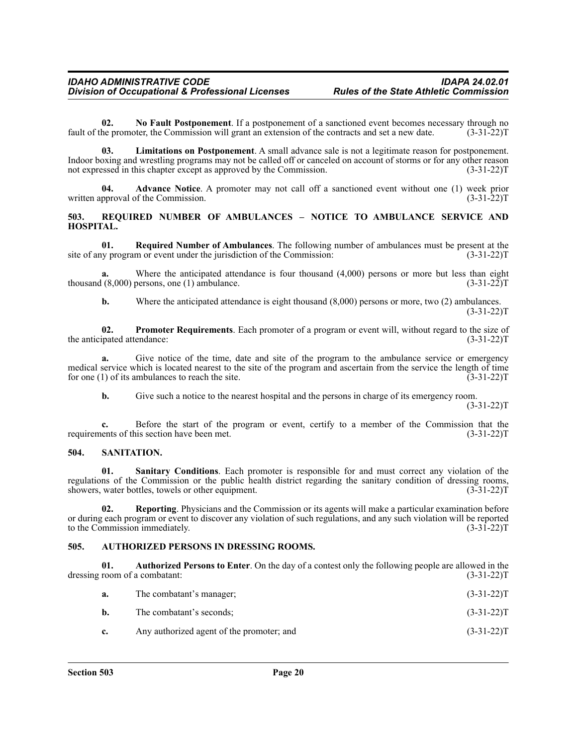**02. No Fault Postponement**. If a postponement of a sanctioned event becomes necessary through no fault of the promoter, the Commission will grant an extension of the contracts and set a new date. (3-31-22)T

**03. Limitations on Postponement**. A small advance sale is not a legitimate reason for postponement. Indoor boxing and wrestling programs may not be called off or canceled on account of storms or for any other reason not expressed in this chapter except as approved by the Commission. (3-31-22)T

**04. Advance Notice**. A promoter may not call off a sanctioned event without one (1) week prior written approval of the Commission. (3-31-22)T

## 503. REQUIRED NUMBER OF AMBULANCES – NOTICE TO AMBULANCE SERVICE AND HOSPITAL.

**01. Required Number of Ambulances**. The following number of ambulances must be present at the site of any program or event under the jurisdiction of the Commission: (3-31-22)T

**a.** Where the anticipated attendance is four thousand (4,000) persons or more but less than eight thousand (8,000) persons, one (1) ambulance. (3-31-22)T

**b.** Where the anticipated attendance is eight thousand (8,000) persons or more, two (2) ambulances. (3-31-22)T

**02. Promoter Requirements**. Each promoter of a program or event will, without regard to the size of the anticipated attendance: (3-31-22)T

**a.** Give notice of the time, date and site of the program to the ambulance service or emergency medical service which is located nearest to the site of the program and ascertain from the service the length of time for one (1) of its ambulances to reach the site. (3-31-22)T

**b.** Give such a notice to the nearest hospital and the persons in charge of its emergency room. (3-31-22)T

**c.** Before the start of the program or event, certify to a member of the Commission that the requirements of this section have been met. (3-31-22)T

## 504. SANITATION.

**01. Sanitary Conditions**. Each promoter is responsible for and must correct any violation of the regulations of the Commission or the public health district regarding the sanitary condition of dressing rooms, showers, water bottles, towels or other equipment. (3-31-22)T

**02. Reporting**. Physicians and the Commission or its agents will make a particular examination before or during each program or event to discover any violation of such regulations, and any such violation will be reported to the Commission immediately. (3-31-22)T

## 505. AUTHORIZED PERSONS IN DRESSING ROOMS.

**01. Authorized Persons to Enter**. On the day of a contest only the following people are allowed in the dressing room of a combatant: (3-31-22)T

**a.** The combatant's manager; (3-31-22)T

**b.** The combatant's seconds; (3-31-22)T

**c.** Any authorized agent of the promoter; and (3-31-22)T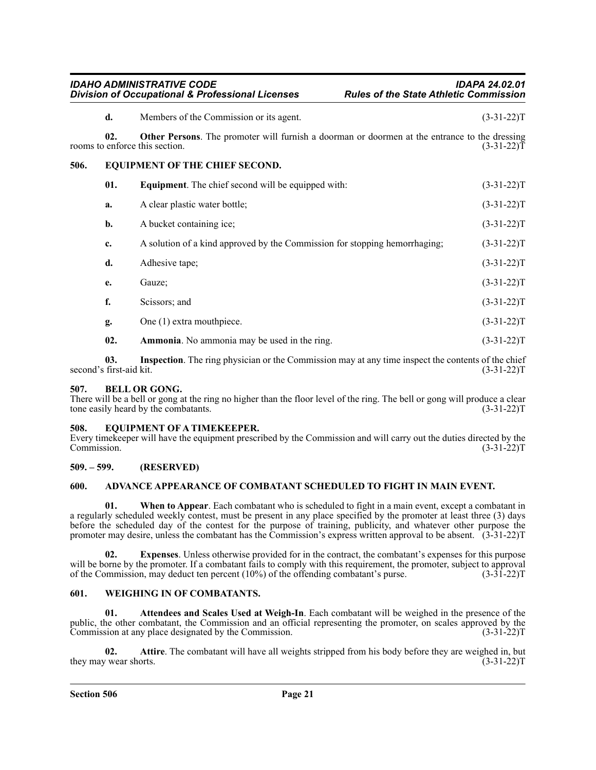**d.** Members of the Commission or its agent. (3-31-22)T

**02. Other Persons**. The promoter will furnish a doorman or doormen at the entrance to the dressing rooms to enforce this section. (3-31-22)T

## 506. EQUIPMENT OF THE CHIEF SECOND.

**01. Equipment**. The chief second will be equipped with: (3-31-22)T

**a.** A clear plastic water bottle; (3-31-22)T

**b.** A bucket containing ice; (3-31-22)T

**c.** A solution of a kind approved by the Commission for stopping hemorrhaging; (3-31-22)T

**d.** Adhesive tape; (3-31-22)T

**e.** Gauze; (3-31-22)T

**f.** Scissors; and (3-31-22)T

**g.** One (1) extra mouthpiece. (3-31-22)T

**02. Ammonia**. No ammonia may be used in the ring. (3-31-22)T

**03. Inspection**. The ring physician or the Commission may at any time inspect the contents of the chief second's first-aid kit. (3-31-22)T

## 507. BELL OR GONG.

There will be a bell or gong at the ring no higher than the floor level of the ring. The bell or gong will produce a clear tone easily heard by the combatants. (3-31-22)T

## 508. EQUIPMENT OF A TIMEKEEPER.

Every timekeeper will have the equipment prescribed by the Commission and will carry out the duties directed by the Commission. (3-31-22)T

## 509. – 599. (RESERVED)

## 600. ADVANCE APPEARANCE OF COMBATANT SCHEDULED TO FIGHT IN MAIN EVENT.

**01. When to Appear**. Each combatant who is scheduled to fight in a main event, except a combatant in a regularly scheduled weekly contest, must be present in any place specified by the promoter at least three (3) days before the scheduled day of the contest for the purpose of training, publicity, and whatever other purpose the promoter may desire, unless the combatant has the Commission's express written approval to be absent. (3-31-22)T

**02. Expenses**. Unless otherwise provided for in the contract, the combatant's expenses for this purpose will be borne by the promoter. If a combatant fails to comply with this requirement, the promoter, subject to approval of the Commission, may deduct ten percent (10%) of the offending combatant's purse. (3-31-22)T

## 601. WEIGHING IN OF COMBATANTS.

**01. Attendees and Scales Used at Weigh-In**. Each combatant will be weighed in the presence of the public, the other combatant, the Commission and an official representing the promoter, on scales approved by the Commission at any place designated by the Commission. (3-31-22)T

**02. Attire**. The combatant will have all weights stripped from his body before they are weighed in, but they may wear shorts. (3-31-22)T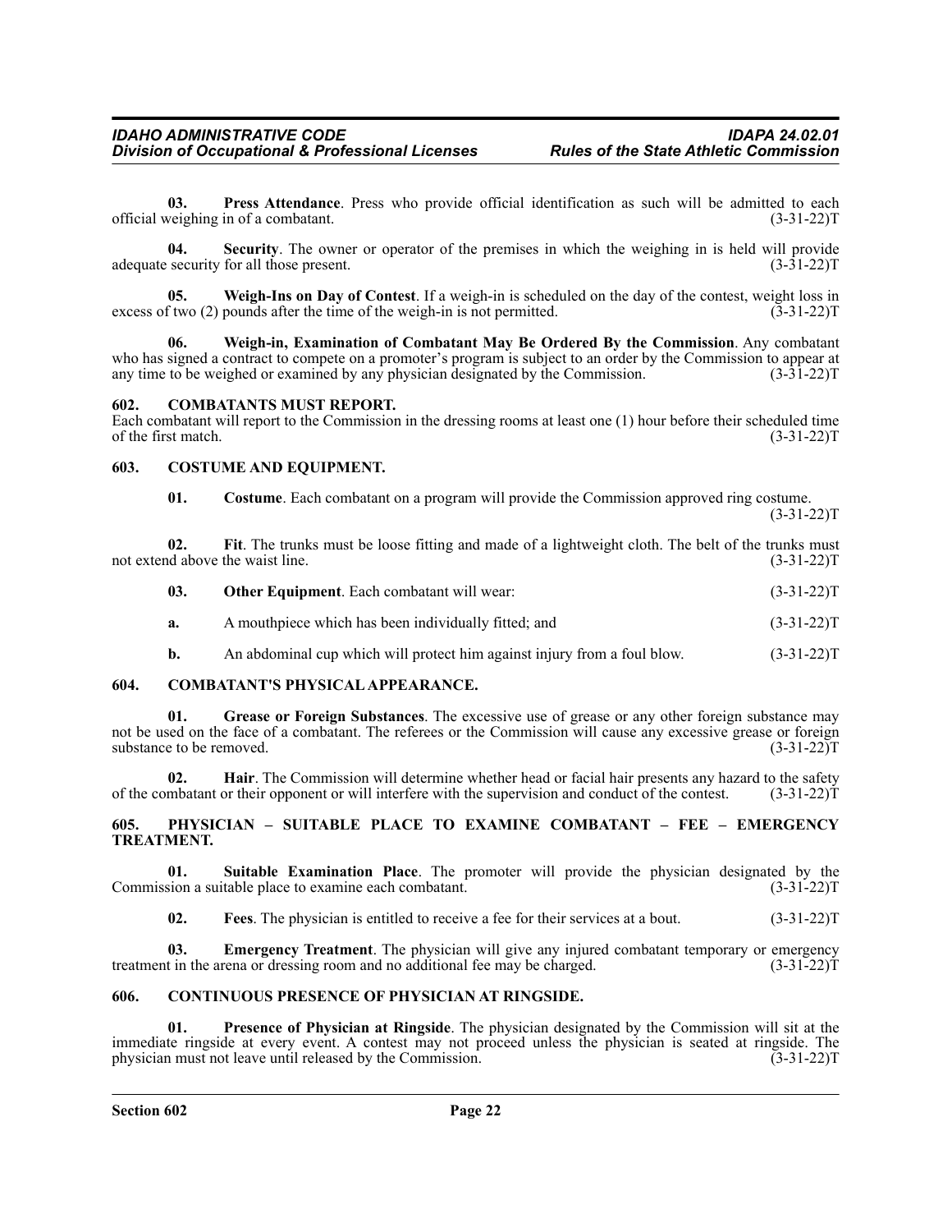**03. Press Attendance**. Press who provide official identification as such will be admitted to each official weighing in of a combatant. (3-31-22)T

**04. Security**. The owner or operator of the premises in which the weighing in is held will provide adequate security for all those present. (3-31-22)T

**05. Weigh-Ins on Day of Contest**. If a weigh-in is scheduled on the day of the contest, weight loss in excess of two (2) pounds after the time of the weigh-in is not permitted. (3-31-22)T

**06. Weigh-in, Examination of Combatant May Be Ordered By the Commission**. Any combatant who has signed a contract to compete on a promoter's program is subject to an order by the Commission to appear at any time to be weighed or examined by any physician designated by the Commission. (3-31-22)T

## 602. COMBATANTS MUST REPORT.

Each combatant will report to the Commission in the dressing rooms at least one (1) hour before their scheduled time of the first match. (3-31-22)T

## 603. COSTUME AND EQUIPMENT.

**01. Costume**. Each combatant on a program will provide the Commission approved ring costume. (3-31-22)T

**02. Fit**. The trunks must be loose fitting and made of a lightweight cloth. The belt of the trunks must not extend above the waist line. (3-31-22)T

**03. Other Equipment**. Each combatant will wear: (3-31-22)T

**a.** A mouthpiece which has been individually fitted; and (3-31-22)T

**b.** An abdominal cup which will protect him against injury from a foul blow. (3-31-22)T

## 604. COMBATANT'S PHYSICAL APPEARANCE.

**01. Grease or Foreign Substances**. The excessive use of grease or any other foreign substance may not be used on the face of a combatant. The referees or the Commission will cause any excessive grease or foreign substance to be removed. (3-31-22)T

**02. Hair**. The Commission will determine whether head or facial hair presents any hazard to the safety of the combatant or their opponent or will interfere with the supervision and conduct of the contest. (3-31-22)T

## 605. PHYSICIAN – SUITABLE PLACE TO EXAMINE COMBATANT – FEE – EMERGENCY TREATMENT.

**01. Suitable Examination Place**. The promoter will provide the physician designated by the Commission a suitable place to examine each combatant. (3-31-22)T

**02. Fees**. The physician is entitled to receive a fee for their services at a bout. (3-31-22)T

**03. Emergency Treatment**. The physician will give any injured combatant temporary or emergency treatment in the arena or dressing room and no additional fee may be charged. (3-31-22)T

## 606. CONTINUOUS PRESENCE OF PHYSICIAN AT RINGSIDE.

**01. Presence of Physician at Ringside**. The physician designated by the Commission will sit at the immediate ringside at every event. A contest may not proceed unless the physician is seated at ringside. The physician must not leave until released by the Commission. (3-31-22)T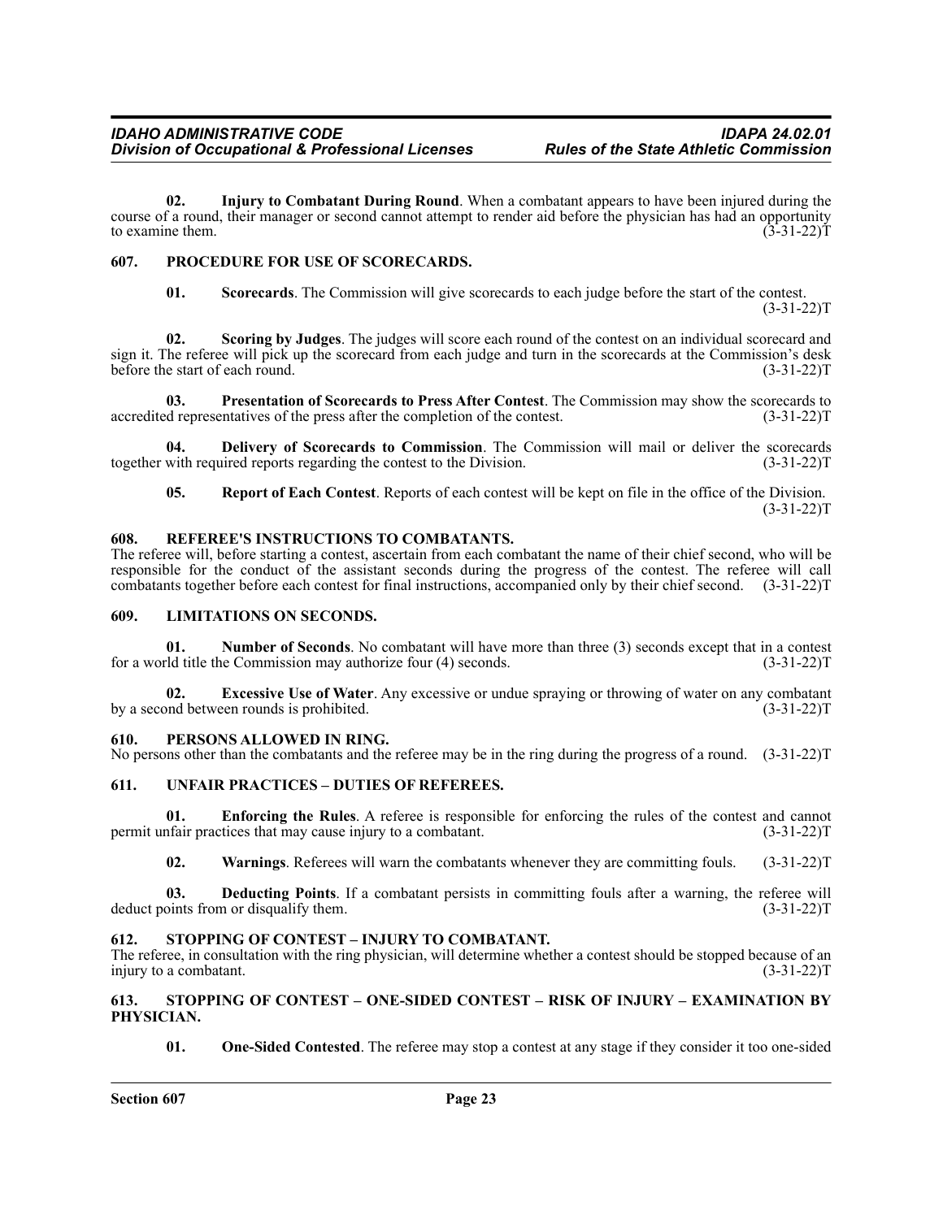**02. Injury to Combatant During Round**. When a combatant appears to have been injured during the course of a round, their manager or second cannot attempt to render aid before the physician has had an opportunity to examine them. (3-31-22)T

## 607. PROCEDURE FOR USE OF SCORECARDS.

**01. Scorecards**. The Commission will give scorecards to each judge before the start of the contest. (3-31-22)T

**02. Scoring by Judges**. The judges will score each round of the contest on an individual scorecard and sign it. The referee will pick up the scorecard from each judge and turn in the scorecards at the Commission's desk before the start of each round. (3-31-22)T

**03. Presentation of Scorecards to Press After Contest**. The Commission may show the scorecards to accredited representatives of the press after the completion of the contest. (3-31-22)T

**04. Delivery of Scorecards to Commission**. The Commission will mail or deliver the scorecards together with required reports regarding the contest to the Division. (3-31-22)T

**05. Report of Each Contest**. Reports of each contest will be kept on file in the office of the Division. (3-31-22)T

## 608. REFEREE'S INSTRUCTIONS TO COMBATANTS.

The referee will, before starting a contest, ascertain from each combatant the name of their chief second, who will be responsible for the conduct of the assistant seconds during the progress of the contest. The referee will call combatants together before each contest for final instructions, accompanied only by their chief second. (3-31-22)T

## 609. LIMITATIONS ON SECONDS.

**01. Number of Seconds**. No combatant will have more than three (3) seconds except that in a contest for a world title the Commission may authorize four (4) seconds. (3-31-22)T

**02. Excessive Use of Water**. Any excessive or undue spraying or throwing of water on any combatant by a second between rounds is prohibited. (3-31-22)T

## 610. PERSONS ALLOWED IN RING.

No persons other than the combatants and the referee may be in the ring during the progress of a round. (3-31-22)T

## 611. UNFAIR PRACTICES – DUTIES OF REFEREES.

**01. Enforcing the Rules**. A referee is responsible for enforcing the rules of the contest and cannot permit unfair practices that may cause injury to a combatant. (3-31-22)T

**02. Warnings**. Referees will warn the combatants whenever they are committing fouls. (3-31-22)T

**03. Deducting Points**. If a combatant persists in committing fouls after a warning, the referee will deduct points from or disqualify them. (3-31-22)T

## 612. STOPPING OF CONTEST – INJURY TO COMBATANT.

The referee, in consultation with the ring physician, will determine whether a contest should be stopped because of an injury to a combatant. (3-31-22)T

## 613. STOPPING OF CONTEST – ONE-SIDED CONTEST – RISK OF INJURY – EXAMINATION BY PHYSICIAN.

**01. One-Sided Contested**. The referee may stop a contest at any stage if they consider it too one-sided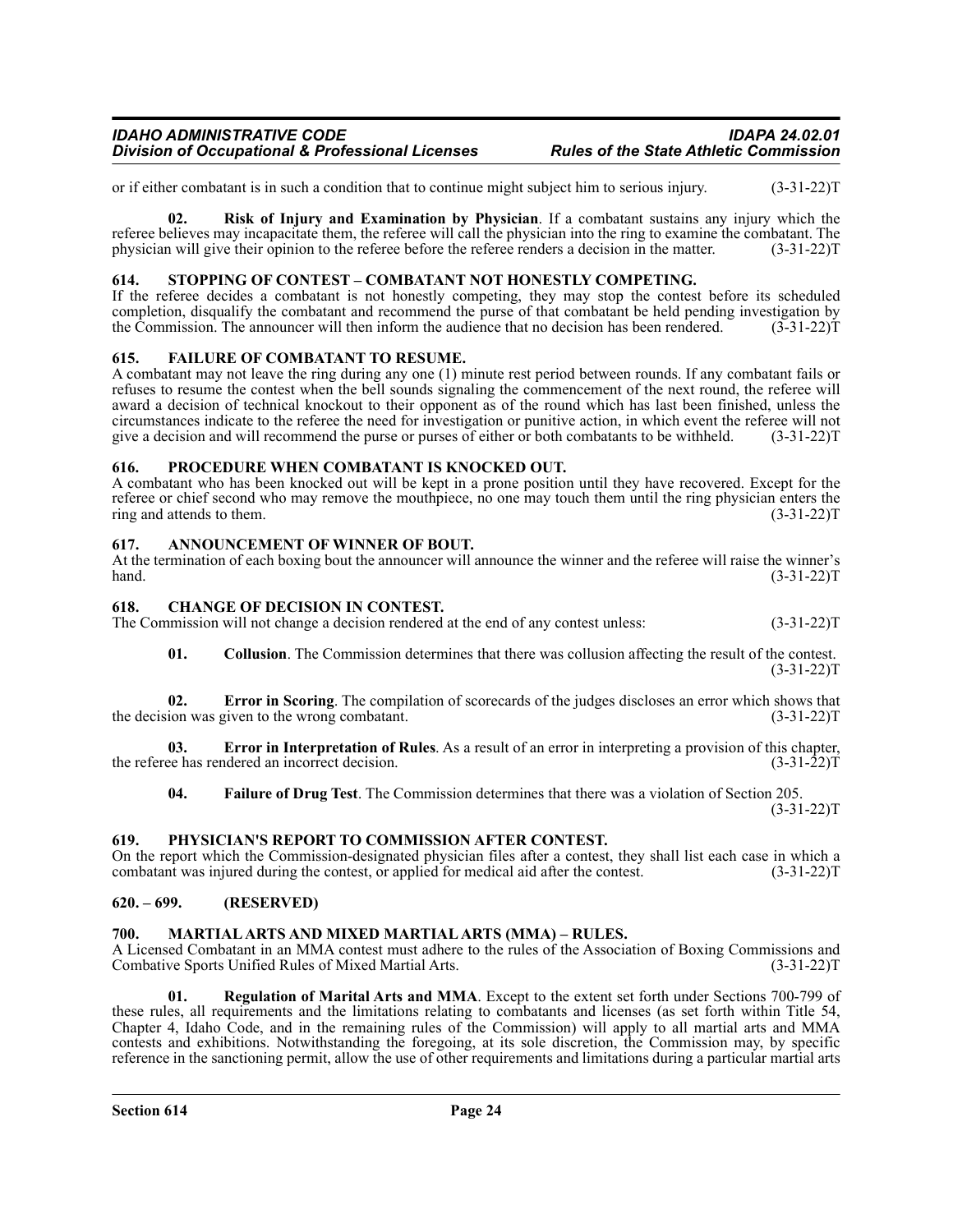or if either combatant is in such a condition that to continue might subject him to serious injury. (3-31-22)T

**02. Risk of Injury and Examination by Physician**. If a combatant sustains any injury which the referee believes may incapacitate them, the referee will call the physician into the ring to examine the combatant. The physician will give their opinion to the referee before the referee renders a decision in the matter. (3-31-22)T

### 614. STOPPING OF CONTEST – COMBATANT NOT HONESTLY COMPETING.

If the referee decides a combatant is not honestly competing, they may stop the contest before its scheduled completion, disqualify the combatant and recommend the purse of that combatant be held pending investigation by the Commission. The announcer will then inform the audience that no decision has been rendered. (3-31-22)T

### 615. FAILURE OF COMBATANT TO RESUME.

A combatant may not leave the ring during any one (1) minute rest period between rounds. If any combatant fails or refuses to resume the contest when the bell sounds signaling the commencement of the next round, the referee will award a decision of technical knockout to their opponent as of the round which has last been finished, unless the circumstances indicate to the referee the need for investigation or punitive action, in which event the referee will not give a decision and will recommend the purse or purses of either or both combatants to be withheld. (3-31-22)T

### 616. PROCEDURE WHEN COMBATANT IS KNOCKED OUT.

A combatant who has been knocked out will be kept in a prone position until they have recovered. Except for the referee or chief second who may remove the mouthpiece, no one may touch them until the ring physician enters the ring and attends to them. (3-31-22)T

### 617. ANNOUNCEMENT OF WINNER OF BOUT.

At the termination of each boxing bout the announcer will announce the winner and the referee will raise the winner's hand. (3-31-22)T

### 618. CHANGE OF DECISION IN CONTEST.

The Commission will not change a decision rendered at the end of any contest unless: (3-31-22)T

**01. Collusion**. The Commission determines that there was collusion affecting the result of the contest. (3-31-22)T

**02. Error in Scoring**. The compilation of scorecards of the judges discloses an error which shows that the decision was given to the wrong combatant. (3-31-22)T

**03. Error in Interpretation of Rules**. As a result of an error in interpreting a provision of this chapter, the referee has rendered an incorrect decision. (3-31-22)T

**04. Failure of Drug Test**. The Commission determines that there was a violation of Section 205. (3-31-22)T

### 619. PHYSICIAN'S REPORT TO COMMISSION AFTER CONTEST.

On the report which the Commission-designated physician files after a contest, they shall list each case in which a combatant was injured during the contest, or applied for medical aid after the contest. (3-31-22)T

### 620. – 699. (RESERVED)

### 700. MARTIAL ARTS AND MIXED MARTIAL ARTS (MMA) – RULES.

A Licensed Combatant in an MMA contest must adhere to the rules of the Association of Boxing Commissions and Combative Sports Unified Rules of Mixed Martial Arts. (3-31-22)T

**01. Regulation of Marital Arts and MMA**. Except to the extent set forth under Sections 700-799 of these rules, all requirements and the limitations relating to combatants and licenses (as set forth within Title 54, Chapter 4, Idaho Code, and in the remaining rules of the Commission) will apply to all martial arts and MMA contests and exhibitions. Notwithstanding the foregoing, at its sole discretion, the Commission may, by specific reference in the sanctioning permit, allow the use of other requirements and limitations during a particular martial arts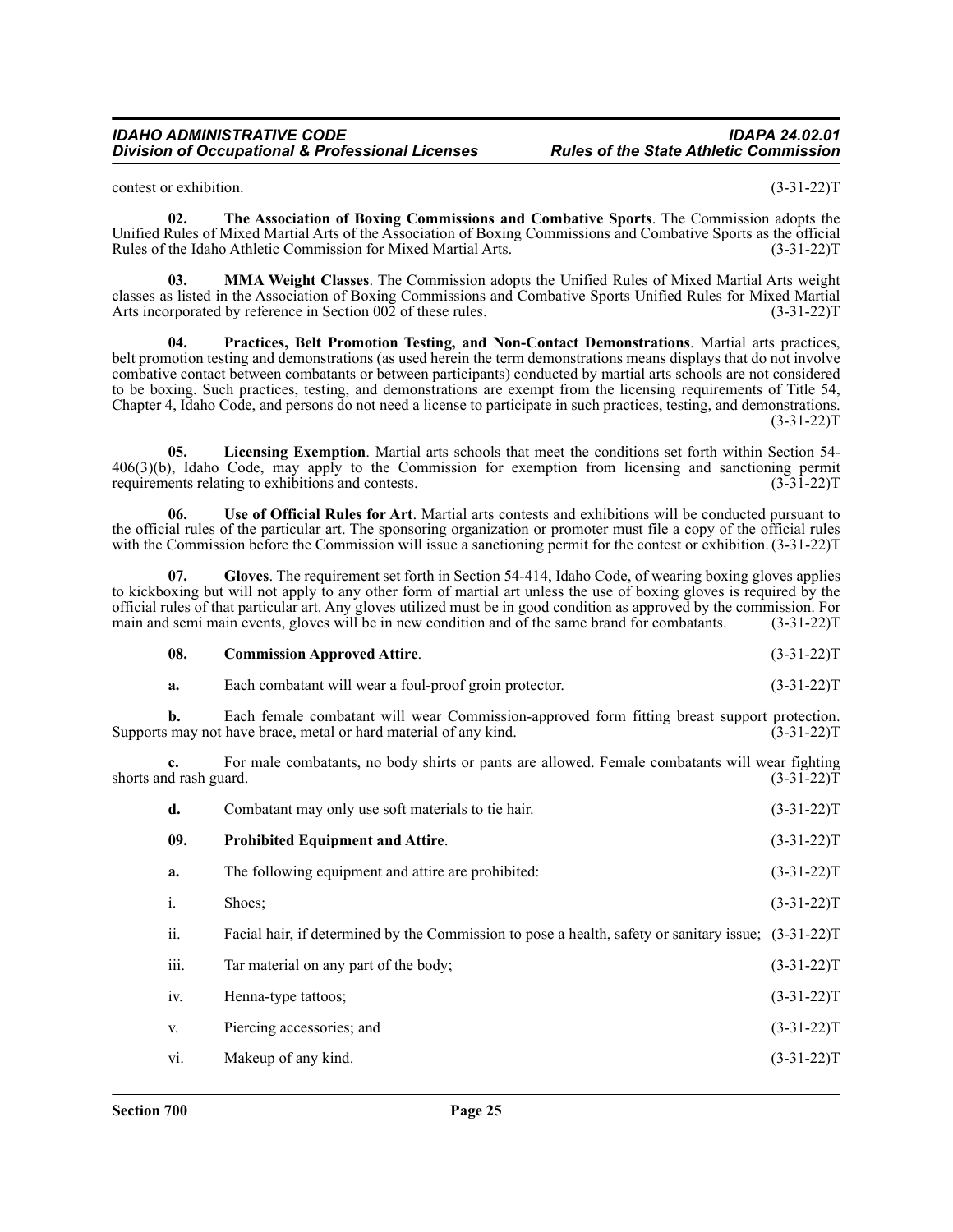contest or exhibition. (3-31-22)T

**02. The Association of Boxing Commissions and Combative Sports**. The Commission adopts the Unified Rules of Mixed Martial Arts of the Association of Boxing Commissions and Combative Sports as the official Rules of the Idaho Athletic Commission for Mixed Martial Arts. (3-31-22)T

**03. MMA Weight Classes**. The Commission adopts the Unified Rules of Mixed Martial Arts weight classes as listed in the Association of Boxing Commissions and Combative Sports Unified Rules for Mixed Martial Arts incorporated by reference in Section 002 of these rules. (3-31-22)T

**04. Practices, Belt Promotion Testing, and Non-Contact Demonstrations**. Martial arts practices, belt promotion testing and demonstrations (as used herein the term demonstrations means displays that do not involve combative contact between combatants or between participants) conducted by martial arts schools are not considered to be boxing. Such practices, testing, and demonstrations are exempt from the licensing requirements of Title 54, Chapter 4, Idaho Code, and persons do not need a license to participate in such practices, testing, and demonstrations. (3-31-22)T

**05. Licensing Exemption**. Martial arts schools that meet the conditions set forth within Section 54-406(3)(b), Idaho Code, may apply to the Commission for exemption from licensing and sanctioning permit requirements relating to exhibitions and contests. (3-31-22)T

**06. Use of Official Rules for Art**. Martial arts contests and exhibitions will be conducted pursuant to the official rules of the particular art. The sponsoring organization or promoter must file a copy of the official rules with the Commission before the Commission will issue a sanctioning permit for the contest or exhibition. (3-31-22)T

**07. Gloves**. The requirement set forth in Section 54-414, Idaho Code, of wearing boxing gloves applies to kickboxing but will not apply to any other form of martial art unless the use of boxing gloves is required by the official rules of that particular art. Any gloves utilized must be in good condition as approved by the commission. For main and semi main events, gloves will be in new condition and of the same brand for combatants. (3-31-22)T

**08. Commission Approved Attire**. (3-31-22)T

**a.** Each combatant will wear a foul-proof groin protector. (3-31-22)T

**b.** Each female combatant will wear Commission-approved form fitting breast support protection. Supports may not have brace, metal or hard material of any kind. (3-31-22)T

**c.** For male combatants, no body shirts or pants are allowed. Female combatants will wear fighting shorts and rash guard. (3-31-22)T

**d.** Combatant may only use soft materials to tie hair. (3-31-22)T

**09. Prohibited Equipment and Attire**. (3-31-22)T

**a.** The following equipment and attire are prohibited: (3-31-22)T

i. Shoes; (3-31-22)T

ii. Facial hair, if determined by the Commission to pose a health, safety or sanitary issue; (3-31-22)T

iii. Tar material on any part of the body; (3-31-22)T

iv. Henna-type tattoos; (3-31-22)T

v. Piercing accessories; and (3-31-22)T

vi. Makeup of any kind. (3-31-22)T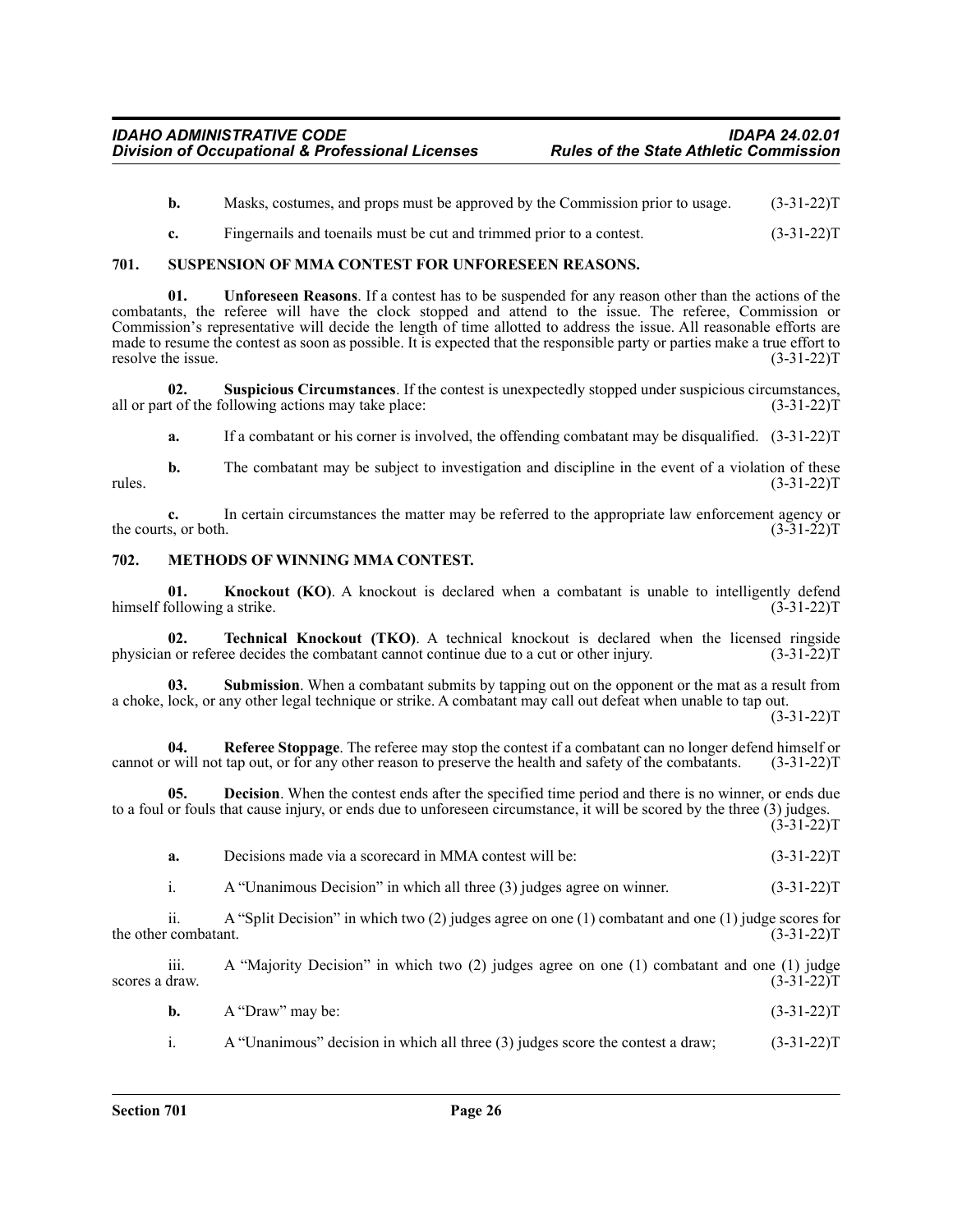**b.** Masks, costumes, and props must be approved by the Commission prior to usage. (3-31-22)T

**c.** Fingernails and toenails must be cut and trimmed prior to a contest. (3-31-22)T

## 701. SUSPENSION OF MMA CONTEST FOR UNFORESEEN REASONS.

**01. Unforeseen Reasons**. If a contest has to be suspended for any reason other than the actions of the combatants, the referee will have the clock stopped and attend to the issue. The referee, Commission or Commission's representative will decide the length of time allotted to address the issue. All reasonable efforts are made to resume the contest as soon as possible. It is expected that the responsible party or parties make a true effort to resolve the issue. (3-31-22)T

**02. Suspicious Circumstances**. If the contest is unexpectedly stopped under suspicious circumstances, all or part of the following actions may take place: (3-31-22)T

**a.** If a combatant or his corner is involved, the offending combatant may be disqualified. (3-31-22)T

**b.** The combatant may be subject to investigation and discipline in the event of a violation of these rules. (3-31-22)T

**c.** In certain circumstances the matter may be referred to the appropriate law enforcement agency or the courts, or both. (3-31-22)T

## 702. METHODS OF WINNING MMA CONTEST.

**01. Knockout (KO)**. A knockout is declared when a combatant is unable to intelligently defend himself following a strike. (3-31-22)T

**02. Technical Knockout (TKO)**. A technical knockout is declared when the licensed ringside physician or referee decides the combatant cannot continue due to a cut or other injury. (3-31-22)T

**03. Submission**. When a combatant submits by tapping out on the opponent or the mat as a result from a choke, lock, or any other legal technique or strike. A combatant may call out defeat when unable to tap out. (3-31-22)T

**04. Referee Stoppage**. The referee may stop the contest if a combatant can no longer defend himself or cannot or will not tap out, or for any other reason to preserve the health and safety of the combatants. (3-31-22)T

**05. Decision**. When the contest ends after the specified time period and there is no winner, or ends due to a foul or fouls that cause injury, or ends due to unforeseen circumstance, it will be scored by the three (3) judges. (3-31-22)T

**a.** Decisions made via a scorecard in MMA contest will be: (3-31-22)T

i. A "Unanimous Decision" in which all three (3) judges agree on winner. (3-31-22)T

ii. A "Split Decision" in which two (2) judges agree on one (1) combatant and one (1) judge scores for the other combatant. (3-31-22)T

iii. A "Majority Decision" in which two (2) judges agree on one (1) combatant and one (1) judge scores a draw. (3-31-22)T

**b.** A "Draw" may be: (3-31-22)T

i. A "Unanimous" decision in which all three (3) judges score the contest a draw; (3-31-22)T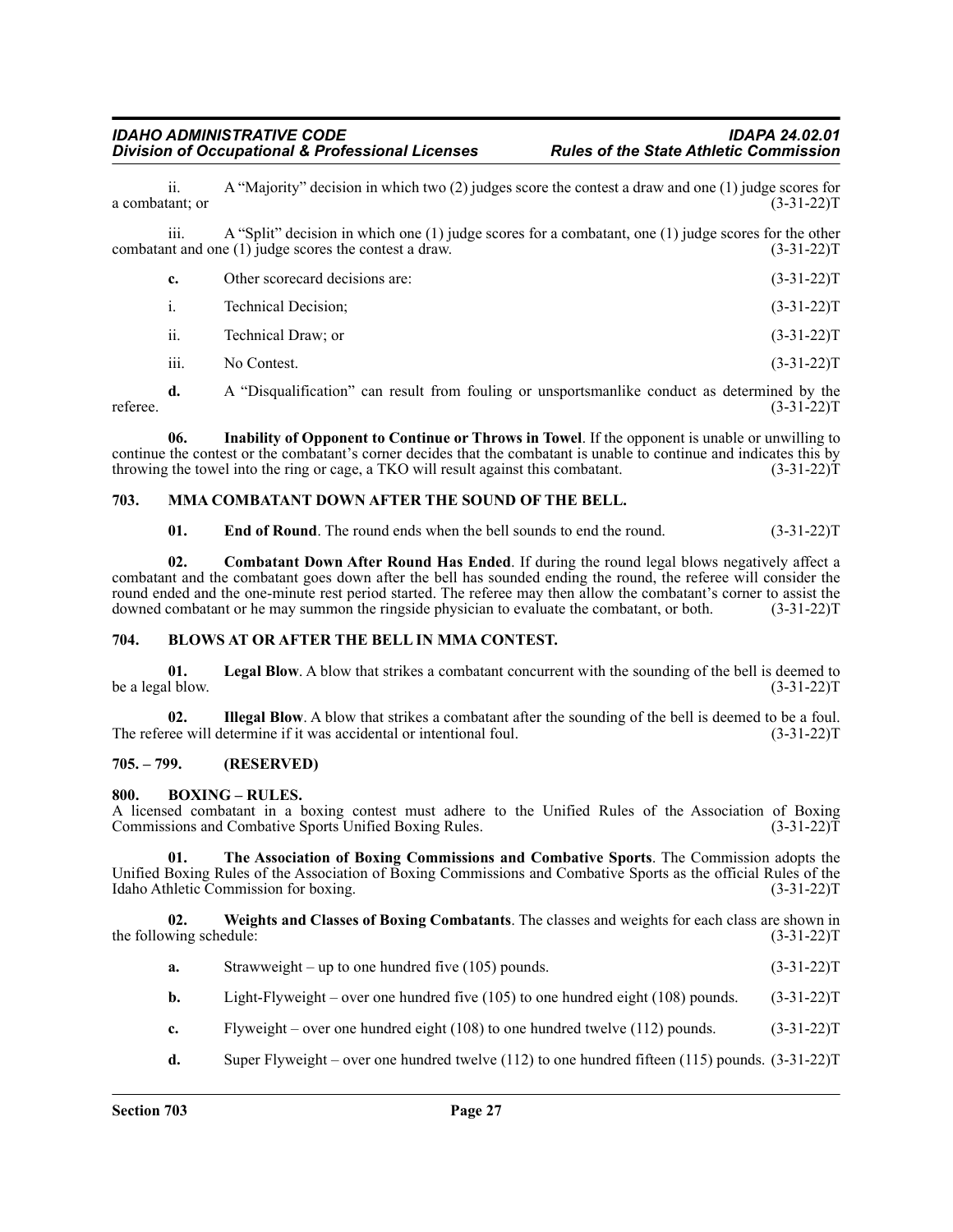ii. A "Majority" decision in which two (2) judges score the contest a draw and one (1) judge scores for a combatant; or (3-31-22)T

iii. A "Split" decision in which one (1) judge scores for a combatant, one (1) judge scores for the other combatant and one (1) judge scores the contest a draw. (3-31-22)T

**c.** Other scorecard decisions are: (3-31-22)T

i. Technical Decision; (3-31-22)T

ii. Technical Draw; or (3-31-22)T

iii. No Contest. (3-31-22)T

**d.** A "Disqualification" can result from fouling or unsportsmanlike conduct as determined by the referee. (3-31-22)T

**06. Inability of Opponent to Continue or Throws in Towel**. If the opponent is unable or unwilling to continue the contest or the combatant's corner decides that the combatant is unable to continue and indicates this by throwing the towel into the ring or cage, a TKO will result against this combatant. (3-31-22)T

## 703. MMA COMBATANT DOWN AFTER THE SOUND OF THE BELL.

**01. End of Round**. The round ends when the bell sounds to end the round. (3-31-22)T

**02. Combatant Down After Round Has Ended**. If during the round legal blows negatively affect a combatant and the combatant goes down after the bell has sounded ending the round, the referee will consider the round ended and the one-minute rest period started. The referee may then allow the combatant's corner to assist the downed combatant or he may summon the ringside physician to evaluate the combatant, or both. (3-31-22)T

## 704. BLOWS AT OR AFTER THE BELL IN MMA CONTEST.

**01. Legal Blow**. A blow that strikes a combatant concurrent with the sounding of the bell is deemed to be a legal blow. (3-31-22)T

**02. Illegal Blow**. A blow that strikes a combatant after the sounding of the bell is deemed to be a foul. The referee will determine if it was accidental or intentional foul. (3-31-22)T

## 705. – 799. (RESERVED)

## 800. BOXING – RULES.

A licensed combatant in a boxing contest must adhere to the Unified Rules of the Association of Boxing Commissions and Combative Sports Unified Boxing Rules. (3-31-22)T

**01. The Association of Boxing Commissions and Combative Sports**. The Commission adopts the Unified Boxing Rules of the Association of Boxing Commissions and Combative Sports as the official Rules of the Idaho Athletic Commission for boxing. (3-31-22)T

**02. Weights and Classes of Boxing Combatants**. The classes and weights for each class are shown in the following schedule: (3-31-22)T

**a.** Strawweight – up to one hundred five (105) pounds. (3-31-22)T

**b.** Light-Flyweight – over one hundred five (105) to one hundred eight (108) pounds. (3-31-22)T

**c.** Flyweight – over one hundred eight (108) to one hundred twelve (112) pounds. (3-31-22)T

**d.** Super Flyweight – over one hundred twelve (112) to one hundred fifteen (115) pounds. (3-31-22)T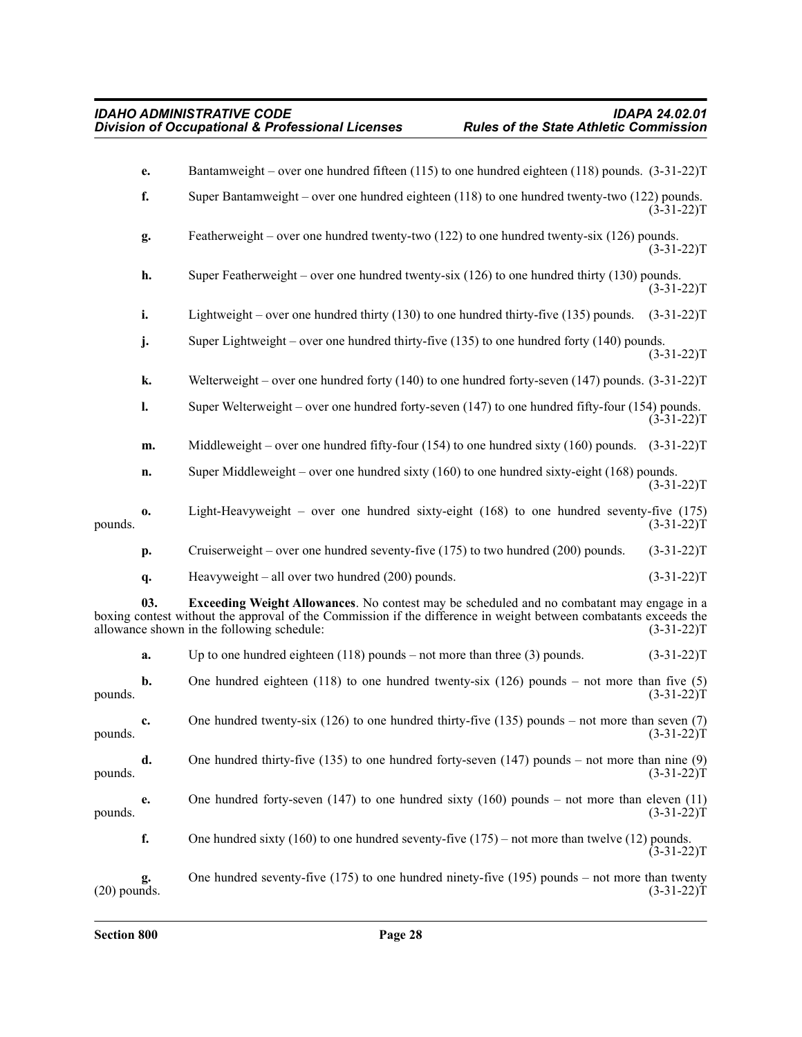**e.** Bantamweight – over one hundred fifteen (115) to one hundred eighteen (118) pounds. (3-31-22)T

**f.** Super Bantamweight – over one hundred eighteen (118) to one hundred twenty-two (122) pounds. (3-31-22)T

**g.** Featherweight – over one hundred twenty-two (122) to one hundred twenty-six (126) pounds. (3-31-22)T

**h.** Super Featherweight – over one hundred twenty-six (126) to one hundred thirty (130) pounds. (3-31-22)T

**i.** Lightweight – over one hundred thirty (130) to one hundred thirty-five (135) pounds. (3-31-22)T

**j.** Super Lightweight – over one hundred thirty-five (135) to one hundred forty (140) pounds. (3-31-22)T

**k.** Welterweight – over one hundred forty (140) to one hundred forty-seven (147) pounds. (3-31-22)T

**l.** Super Welterweight – over one hundred forty-seven (147) to one hundred fifty-four (154) pounds. (3-31-22)T

**m.** Middleweight – over one hundred fifty-four (154) to one hundred sixty (160) pounds. (3-31-22)T

**n.** Super Middleweight – over one hundred sixty (160) to one hundred sixty-eight (168) pounds. (3-31-22)T

**o.** Light-Heavyweight – over one hundred sixty-eight (168) to one hundred seventy-five (175) pounds. (3-31-22)T

**p.** Cruiserweight – over one hundred seventy-five (175) to two hundred (200) pounds. (3-31-22)T

**q.** Heavyweight – all over two hundred (200) pounds. (3-31-22)T

**03. Exceeding Weight Allowances**. No contest may be scheduled and no combatant may engage in a boxing contest without the approval of the Commission if the difference in weight between combatants exceeds the allowance shown in the following schedule: (3-31-22)T

**a.** Up to one hundred eighteen (118) pounds – not more than three (3) pounds. (3-31-22)T

**b.** One hundred eighteen (118) to one hundred twenty-six (126) pounds – not more than five (5) pounds. (3-31-22)T

**c.** One hundred twenty-six (126) to one hundred thirty-five (135) pounds – not more than seven (7) pounds. (3-31-22)T

**d.** One hundred thirty-five (135) to one hundred forty-seven (147) pounds – not more than nine (9) pounds. (3-31-22)T

**e.** One hundred forty-seven (147) to one hundred sixty (160) pounds – not more than eleven (11) pounds. (3-31-22)T

**f.** One hundred sixty (160) to one hundred seventy-five (175) – not more than twelve (12) pounds. (3-31-22)T

**g.** One hundred seventy-five (175) to one hundred ninety-five (195) pounds – not more than twenty (20) pounds. (3-31-22)T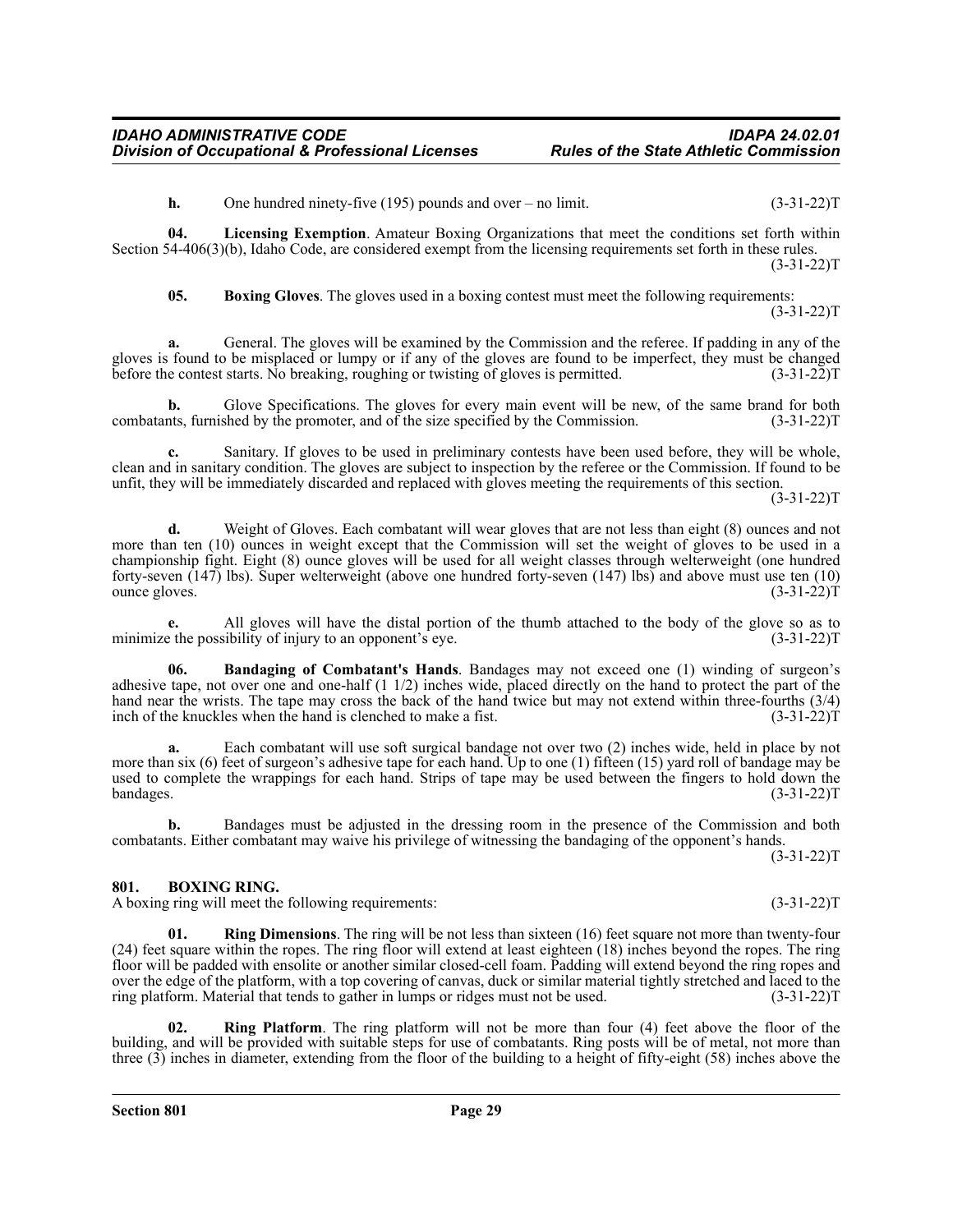**h.** One hundred ninety-five (195) pounds and over – no limit. (3-31-22)T

**04. Licensing Exemption**. Amateur Boxing Organizations that meet the conditions set forth within Section 54-406(3)(b), Idaho Code, are considered exempt from the licensing requirements set forth in these rules. (3-31-22)T

**05. Boxing Gloves**. The gloves used in a boxing contest must meet the following requirements: (3-31-22)T

**a.** General. The gloves will be examined by the Commission and the referee. If padding in any of the gloves is found to be misplaced or lumpy or if any of the gloves are found to be imperfect, they must be changed before the contest starts. No breaking, roughing or twisting of gloves is permitted. (3-31-22)T

**b.** Glove Specifications. The gloves for every main event will be new, of the same brand for both combatants, furnished by the promoter, and of the size specified by the Commission. (3-31-22)T

**c.** Sanitary. If gloves to be used in preliminary contests have been used before, they will be whole, clean and in sanitary condition. The gloves are subject to inspection by the referee or the Commission. If found to be unfit, they will be immediately discarded and replaced with gloves meeting the requirements of this section. (3-31-22)T

**d.** Weight of Gloves. Each combatant will wear gloves that are not less than eight (8) ounces and not more than ten (10) ounces in weight except that the Commission will set the weight of gloves to be used in a championship fight. Eight (8) ounce gloves will be used for all weight classes through welterweight (one hundred forty-seven (147) lbs). Super welterweight (above one hundred forty-seven (147) lbs) and above must use ten (10) ounce gloves. (3-31-22)T

**e.** All gloves will have the distal portion of the thumb attached to the body of the glove so as to minimize the possibility of injury to an opponent's eye. (3-31-22)T

**06. Bandaging of Combatant's Hands**. Bandages may not exceed one (1) winding of surgeon's adhesive tape, not over one and one-half (1 1/2) inches wide, placed directly on the hand to protect the part of the hand near the wrists. The tape may cross the back of the hand twice but may not extend within three-fourths (3/4) inch of the knuckles when the hand is clenched to make a fist. (3-31-22)T

**a.** Each combatant will use soft surgical bandage not over two (2) inches wide, held in place by not more than six (6) feet of surgeon's adhesive tape for each hand. Up to one (1) fifteen (15) yard roll of bandage may be used to complete the wrappings for each hand. Strips of tape may be used between the fingers to hold down the bandages. (3-31-22)T

**b.** Bandages must be adjusted in the dressing room in the presence of the Commission and both combatants. Either combatant may waive his privilege of witnessing the bandaging of the opponent's hands. (3-31-22)T

## 801. BOXING RING.

A boxing ring will meet the following requirements: (3-31-22)T

**01. Ring Dimensions**. The ring will be not less than sixteen (16) feet square not more than twenty-four (24) feet square within the ropes. The ring floor will extend at least eighteen (18) inches beyond the ropes. The ring floor will be padded with ensolite or another similar closed-cell foam. Padding will extend beyond the ring ropes and over the edge of the platform, with a top covering of canvas, duck or similar material tightly stretched and laced to the ring platform. Material that tends to gather in lumps or ridges must not be used. (3-31-22)T

**02. Ring Platform**. The ring platform will not be more than four (4) feet above the floor of the building, and will be provided with suitable steps for use of combatants. Ring posts will be of metal, not more than three (3) inches in diameter, extending from the floor of the building to a height of fifty-eight (58) inches above the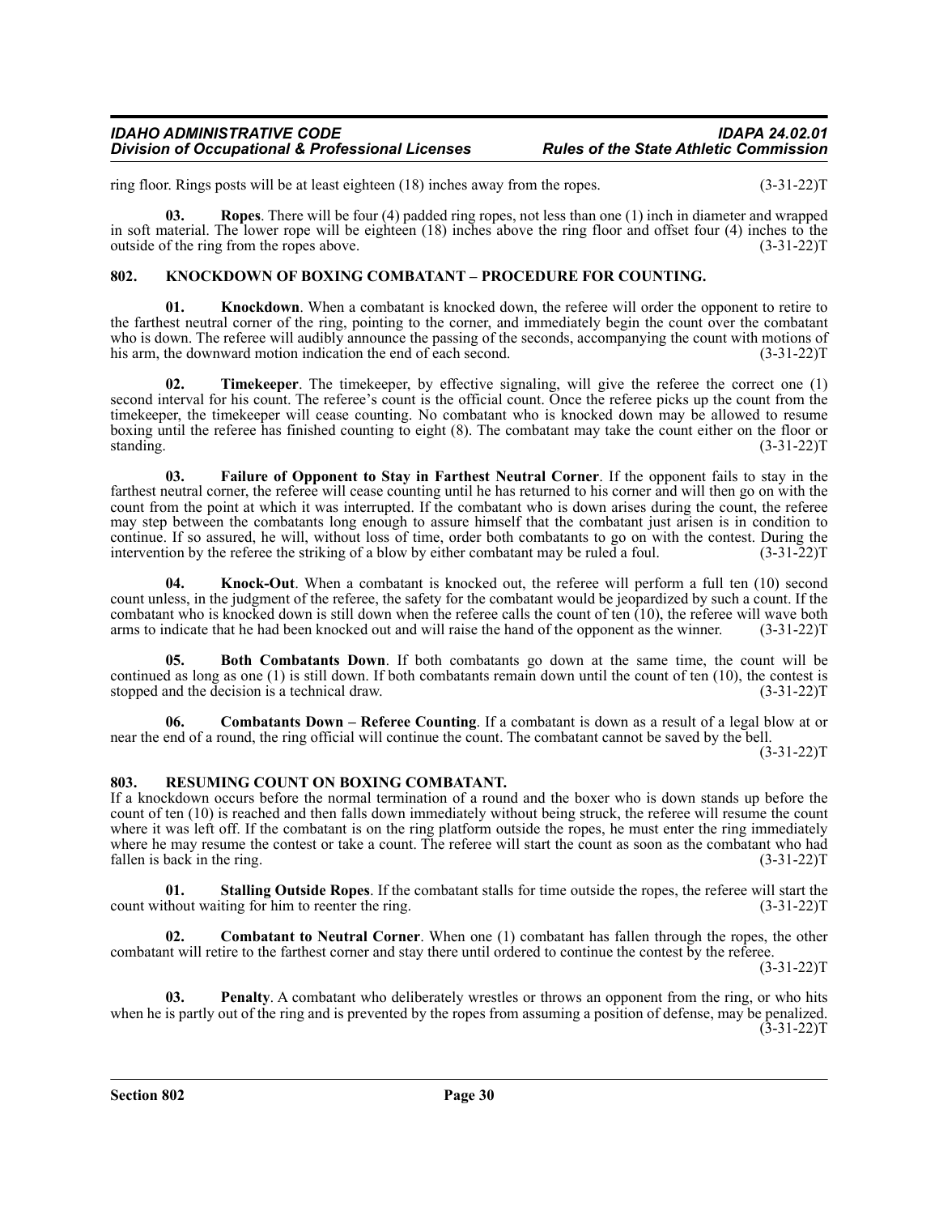ring floor. Rings posts will be at least eighteen (18) inches away from the ropes. (3-31-22)T

**03. Ropes**. There will be four (4) padded ring ropes, not less than one (1) inch in diameter and wrapped in soft material. The lower rope will be eighteen (18) inches above the ring floor and offset four (4) inches to the outside of the ring from the ropes above. (3-31-22)T

## 802. KNOCKDOWN OF BOXING COMBATANT – PROCEDURE FOR COUNTING.

**01. Knockdown**. When a combatant is knocked down, the referee will order the opponent to retire to the farthest neutral corner of the ring, pointing to the corner, and immediately begin the count over the combatant who is down. The referee will audibly announce the passing of the seconds, accompanying the count with motions of his arm, the downward motion indication the end of each second. (3-31-22)T

**02. Timekeeper**. The timekeeper, by effective signaling, will give the referee the correct one (1) second interval for his count. The referee's count is the official count. Once the referee picks up the count from the timekeeper, the timekeeper will cease counting. No combatant who is knocked down may be allowed to resume boxing until the referee has finished counting to eight (8). The combatant may take the count either on the floor or standing. (3-31-22)T

**03. Failure of Opponent to Stay in Farthest Neutral Corner**. If the opponent fails to stay in the farthest neutral corner, the referee will cease counting until he has returned to his corner and will then go on with the count from the point at which it was interrupted. If the combatant who is down arises during the count, the referee may step between the combatants long enough to assure himself that the combatant just arisen is in condition to continue. If so assured, he will, without loss of time, order both combatants to go on with the contest. During the intervention by the referee the striking of a blow by either combatant may be ruled a foul. (3-31-22)T

**04. Knock-Out**. When a combatant is knocked out, the referee will perform a full ten (10) second count unless, in the judgment of the referee, the safety for the combatant would be jeopardized by such a count. If the combatant who is knocked down is still down when the referee calls the count of ten (10), the referee will wave both arms to indicate that he had been knocked out and will raise the hand of the opponent as the winner. (3-31-22)T

**05. Both Combatants Down**. If both combatants go down at the same time, the count will be continued as long as one (1) is still down. If both combatants remain down until the count of ten (10), the contest is stopped and the decision is a technical draw. (3-31-22)T

**06. Combatants Down – Referee Counting**. If a combatant is down as a result of a legal blow at or near the end of a round, the ring official will continue the count. The combatant cannot be saved by the bell. (3-31-22)T

## 803. RESUMING COUNT ON BOXING COMBATANT.

If a knockdown occurs before the normal termination of a round and the boxer who is down stands up before the count of ten (10) is reached and then falls down immediately without being struck, the referee will resume the count where it was left off. If the combatant is on the ring platform outside the ropes, he must enter the ring immediately where he may resume the contest or take a count. The referee will start the count as soon as the combatant who had fallen is back in the ring. (3-31-22)T

**01. Stalling Outside Ropes**. If the combatant stalls for time outside the ropes, the referee will start the count without waiting for him to reenter the ring. (3-31-22)T

**02. Combatant to Neutral Corner**. When one (1) combatant has fallen through the ropes, the other combatant will retire to the farthest corner and stay there until ordered to continue the contest by the referee. (3-31-22)T

**03. Penalty**. A combatant who deliberately wrestles or throws an opponent from the ring, or who hits when he is partly out of the ring and is prevented by the ropes from assuming a position of defense, may be penalized. (3-31-22)T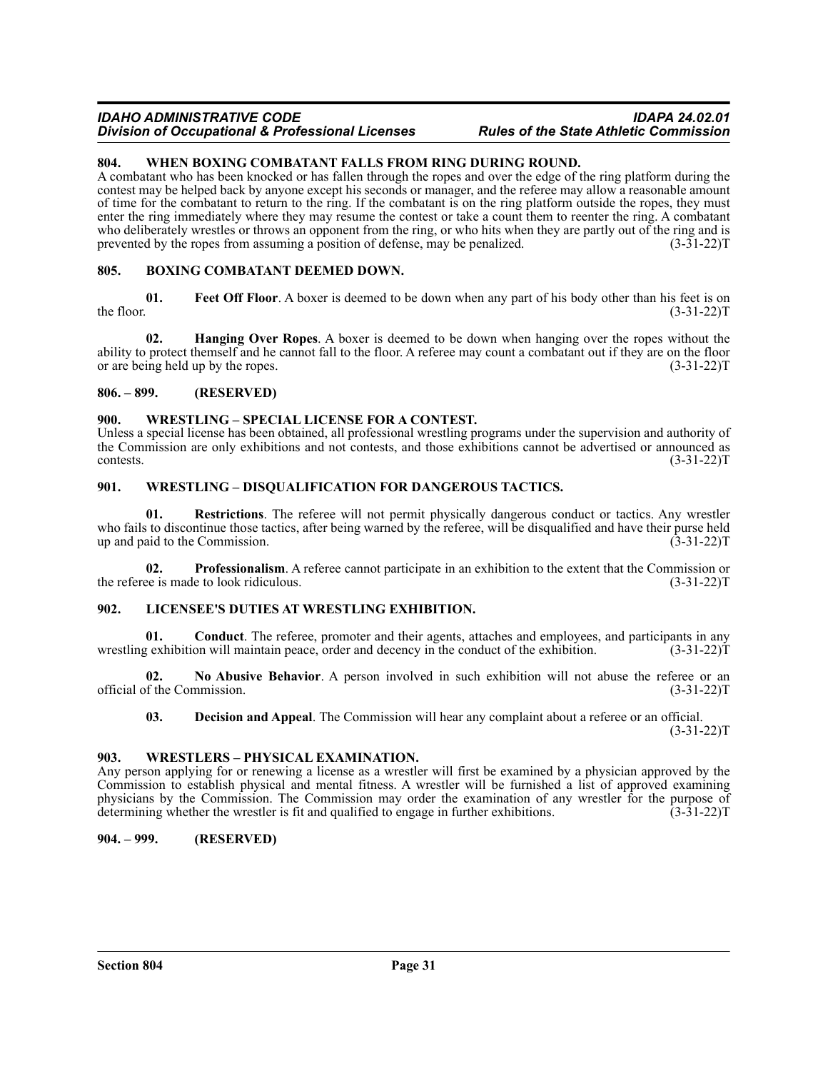## 804. WHEN BOXING COMBATANT FALLS FROM RING DURING ROUND.

A combatant who has been knocked or has fallen through the ropes and over the edge of the ring platform during the contest may be helped back by anyone except his seconds or manager, and the referee may allow a reasonable amount of time for the combatant to return to the ring. If the combatant is on the ring platform outside the ropes, they must enter the ring immediately where they may resume the contest or take a count them to reenter the ring. A combatant who deliberately wrestles or throws an opponent from the ring, or who hits when they are partly out of the ring and is prevented by the ropes from assuming a position of defense, may be penalized. (3-31-22)T

## 805. BOXING COMBATANT DEEMED DOWN.

**01. Feet Off Floor**. A boxer is deemed to be down when any part of his body other than his feet is on the floor. (3-31-22)T

**02. Hanging Over Ropes**. A boxer is deemed to be down when hanging over the ropes without the ability to protect themself and he cannot fall to the floor. A referee may count a combatant out if they are on the floor or are being held up by the ropes. (3-31-22)T

## 806. – 899. (RESERVED)

## 900. WRESTLING – SPECIAL LICENSE FOR A CONTEST.

Unless a special license has been obtained, all professional wrestling programs under the supervision and authority of the Commission are only exhibitions and not contests, and those exhibitions cannot be advertised or announced as contests. (3-31-22)T

## 901. WRESTLING – DISQUALIFICATION FOR DANGEROUS TACTICS.

**01. Restrictions**. The referee will not permit physically dangerous conduct or tactics. Any wrestler who fails to discontinue those tactics, after being warned by the referee, will be disqualified and have their purse held up and paid to the Commission. (3-31-22)T

**02. Professionalism**. A referee cannot participate in an exhibition to the extent that the Commission or the referee is made to look ridiculous. (3-31-22)T

## 902. LICENSEE'S DUTIES AT WRESTLING EXHIBITION.

**01. Conduct**. The referee, promoter and their agents, attaches and employees, and participants in any wrestling exhibition will maintain peace, order and decency in the conduct of the exhibition. (3-31-22)T

**02. No Abusive Behavior**. A person involved in such exhibition will not abuse the referee or an official of the Commission. (3-31-22)T

**03. Decision and Appeal**. The Commission will hear any complaint about a referee or an official. (3-31-22)T

## 903. WRESTLERS – PHYSICAL EXAMINATION.

Any person applying for or renewing a license as a wrestler will first be examined by a physician approved by the Commission to establish physical and mental fitness. A wrestler will be furnished a list of approved examining physicians by the Commission. The Commission may order the examination of any wrestler for the purpose of determining whether the wrestler is fit and qualified to engage in further exhibitions. (3-31-22)T

## 904. – 999. (RESERVED)